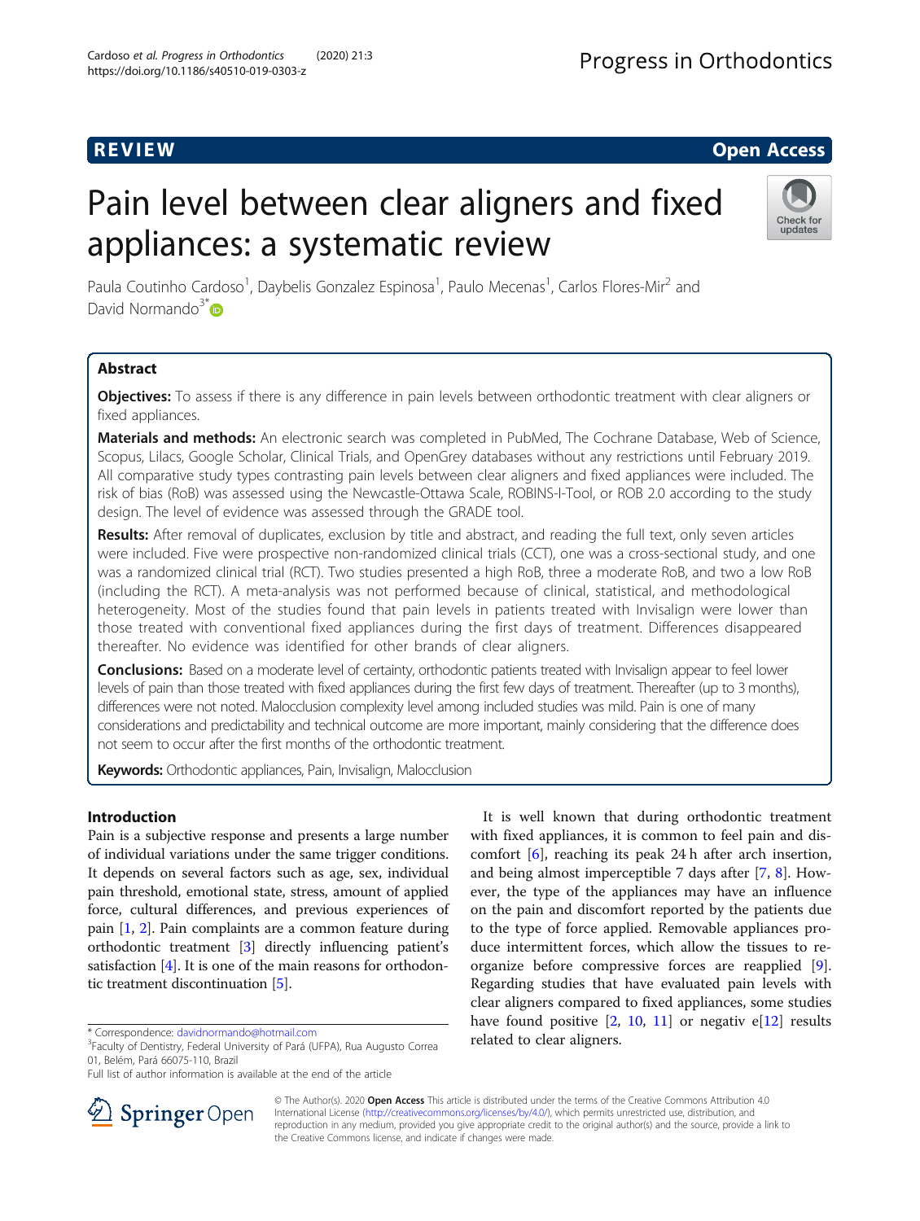REVIEW

Open Access

# Pain level between clear aligners and fixed appliances: a systematic review

Paula Coutinho Cardoso[1], Daybelis Gonzalez Espinosa[1], Paulo Mecenas[1], Carlos Flores-Mir[2] and David Normando[3*]

## Abstract

**Objectives:** To assess if there is any difference in pain levels between orthodontic treatment with clear aligners or fixed appliances.

**Materials and methods:** An electronic search was completed in PubMed, The Cochrane Database, Web of Science, Scopus, Lilacs, Google Scholar, Clinical Trials, and OpenGrey databases without any restrictions until February 2019. All comparative study types contrasting pain levels between clear aligners and fixed appliances were included. The risk of bias (RoB) was assessed using the Newcastle-Ottawa Scale, ROBINS-I-Tool, or ROB 2.0 according to the study design. The level of evidence was assessed through the GRADE tool.

**Results:** After removal of duplicates, exclusion by title and abstract, and reading the full text, only seven articles were included. Five were prospective non-randomized clinical trials (CCT), one was a cross-sectional study, and one was a randomized clinical trial (RCT). Two studies presented a high RoB, three a moderate RoB, and two a low RoB (including the RCT). A meta-analysis was not performed because of clinical, statistical, and methodological heterogeneity. Most of the studies found that pain levels in patients treated with Invisalign were lower than those treated with conventional fixed appliances during the first days of treatment. Differences disappeared thereafter. No evidence was identified for other brands of clear aligners.

**Conclusions:** Based on a moderate level of certainty, orthodontic patients treated with Invisalign appear to feel lower levels of pain than those treated with fixed appliances during the first few days of treatment. Thereafter (up to 3 months), differences were not noted. Malocclusion complexity level among included studies was mild. Pain is one of many considerations and predictability and technical outcome are more important, mainly considering that the difference does not seem to occur after the first months of the orthodontic treatment.

**Keywords:** Orthodontic appliances, Pain, Invisalign, Malocclusion

## Introduction

Pain is a subjective response and presents a large number of individual variations under the same trigger conditions. It depends on several factors such as age, sex, individual pain threshold, emotional state, stress, amount of applied force, cultural differences, and previous experiences of pain [1, 2]. Pain complaints are a common feature during orthodontic treatment [3] directly influencing patient's satisfaction [4]. It is one of the main reasons for orthodontic treatment discontinuation [5].

It is well known that during orthodontic treatment with fixed appliances, it is common to feel pain and discomfort [6], reaching its peak 24 h after arch insertion, and being almost imperceptible 7 days after [7, 8]. However, the type of the appliances may have an influence on the pain and discomfort reported by the patients due to the type of force applied. Removable appliances produce intermittent forces, which allow the tissues to reorganize before compressive forces are reapplied [9]. Regarding studies that have evaluated pain levels with clear aligners compared to fixed appliances, some studies have found positive [2, 10, 11] or negativ e[12] results related to clear aligners.

* Correspondence: davidnormando@hotmail.com
[3]Faculty of Dentistry, Federal University of Pará (UFPA), Rua Augusto Correa 01, Belém, Pará 66075-110, Brazil
Full list of author information is available at the end of the article

© The Author(s). 2020 **Open Access** This article is distributed under the terms of the Creative Commons Attribution 4.0 International License (http://creativecommons.org/licenses/by/4.0/), which permits unrestricted use, distribution, and reproduction in any medium, provided you give appropriate credit to the original author(s) and the source, provide a link to the Creative Commons license, and indicate if changes were made.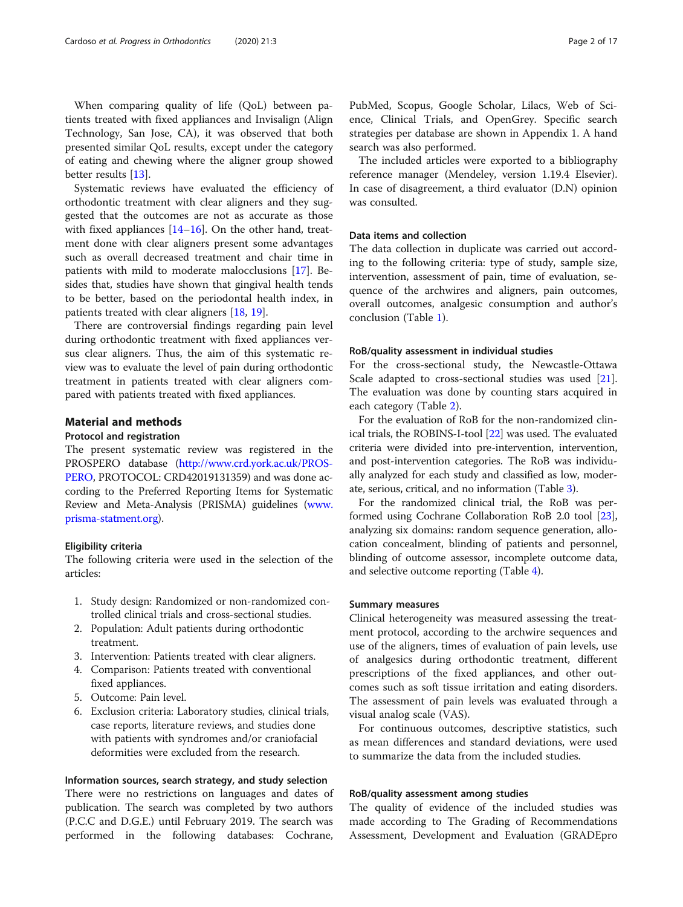When comparing quality of life (QoL) between patients treated with fixed appliances and Invisalign (Align Technology, San Jose, CA), it was observed that both presented similar QoL results, except under the category of eating and chewing where the aligner group showed better results [13].

Systematic reviews have evaluated the efficiency of orthodontic treatment with clear aligners and they suggested that the outcomes are not as accurate as those with fixed appliances [14–16]. On the other hand, treatment done with clear aligners present some advantages such as overall decreased treatment and chair time in patients with mild to moderate malocclusions [17]. Besides that, studies have shown that gingival health tends to be better, based on the periodontal health index, in patients treated with clear aligners [18, 19].

There are controversial findings regarding pain level during orthodontic treatment with fixed appliances versus clear aligners. Thus, the aim of this systematic review was to evaluate the level of pain during orthodontic treatment in patients treated with clear aligners compared with patients treated with fixed appliances.

## Material and methods

### Protocol and registration

The present systematic review was registered in the PROSPERO database (http://www.crd.york.ac.uk/PROSPERO, PROTOCOL: CRD42019131359) and was done according to the Preferred Reporting Items for Systematic Review and Meta-Analysis (PRISMA) guidelines (www.prisma-statment.org).

### Eligibility criteria

The following criteria were used in the selection of the articles:

1. Study design: Randomized or non-randomized controlled clinical trials and cross-sectional studies.
2. Population: Adult patients during orthodontic treatment.
3. Intervention: Patients treated with clear aligners.
4. Comparison: Patients treated with conventional fixed appliances.
5. Outcome: Pain level.
6. Exclusion criteria: Laboratory studies, clinical trials, case reports, literature reviews, and studies done with patients with syndromes and/or craniofacial deformities were excluded from the research.

### Information sources, search strategy, and study selection

There were no restrictions on languages and dates of publication. The search was completed by two authors (P.C.C and D.G.E.) until February 2019. The search was performed in the following databases: Cochrane, PubMed, Scopus, Google Scholar, Lilacs, Web of Science, Clinical Trials, and OpenGrey. Specific search strategies per database are shown in Appendix 1. A hand search was also performed.

The included articles were exported to a bibliography reference manager (Mendeley, version 1.19.4 Elsevier). In case of disagreement, a third evaluator (D.N) opinion was consulted.

### Data items and collection

The data collection in duplicate was carried out according to the following criteria: type of study, sample size, intervention, assessment of pain, time of evaluation, sequence of the archwires and aligners, pain outcomes, overall outcomes, analgesic consumption and author's conclusion (Table 1).

### RoB/quality assessment in individual studies

For the cross-sectional study, the Newcastle-Ottawa Scale adapted to cross-sectional studies was used [21]. The evaluation was done by counting stars acquired in each category (Table 2).

For the evaluation of RoB for the non-randomized clinical trials, the ROBINS-I-tool [22] was used. The evaluated criteria were divided into pre-intervention, intervention, and post-intervention categories. The RoB was individually analyzed for each study and classified as low, moderate, serious, critical, and no information (Table 3).

For the randomized clinical trial, the RoB was performed using Cochrane Collaboration RoB 2.0 tool [23], analyzing six domains: random sequence generation, allocation concealment, blinding of patients and personnel, blinding of outcome assessor, incomplete outcome data, and selective outcome reporting (Table 4).

### Summary measures

Clinical heterogeneity was measured assessing the treatment protocol, according to the archwire sequences and use of the aligners, times of evaluation of pain levels, use of analgesics during orthodontic treatment, different prescriptions of the fixed appliances, and other outcomes such as soft tissue irritation and eating disorders. The assessment of pain levels was evaluated through a visual analog scale (VAS).

For continuous outcomes, descriptive statistics, such as mean differences and standard deviations, were used to summarize the data from the included studies.

### RoB/quality assessment among studies

The quality of evidence of the included studies was made according to The Grading of Recommendations Assessment, Development and Evaluation (GRADEpro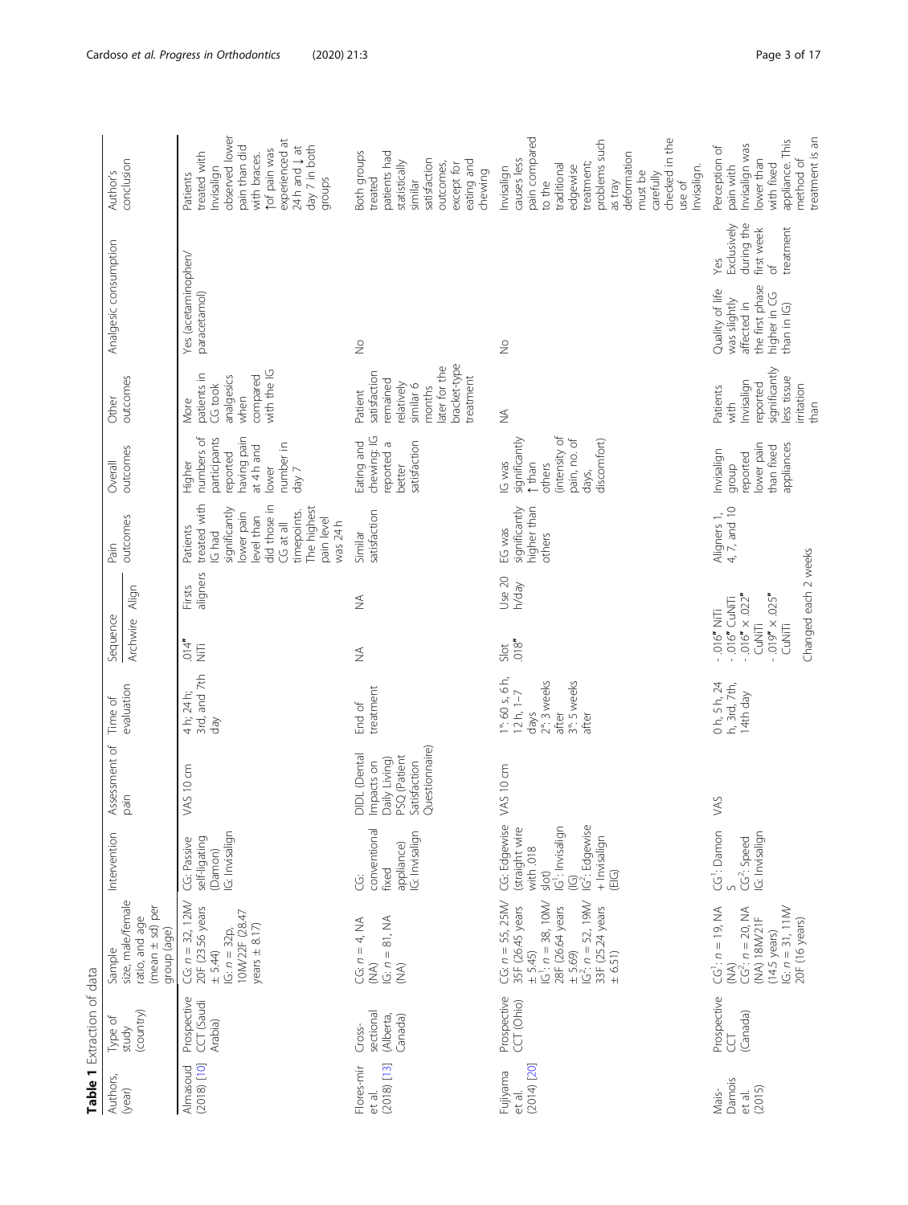**Table 1** Extraction of data

| Authors, (year) | Type of study (country) | Sample size, male/female ratio, and age (mean ± sd) per group (age) | Intervention | Assessment of pain | Time of evaluation | Sequence | | Pain outcomes | Overall outcomes | Other outcomes | Analgesic consumption | Author's conclusion |
|---|---|---|---|---|---|---|---|---|---|---|---|---|
| | | | | | | Archwire | Align | | | | | |
| Almasoud (2018) [10] | Prospective CCT (Saudi Arabia) | CG: $n$ = 32, 12M/20F (23.56 years ± 5.44) IG: $n$ = 32p, 10M/22F (28.47 years ± 8.17) | CG: Passive self-ligating (Damon) IG: Invisalign | VAS 10 cm | 4 h; 24 h; 3rd, and 7th day | .014″ NiTi | Firsts aligners | Patients treated with IG had significantly lower pain level than did those in CG at all timepoints. The highest pain level was 24 h | Higher numbers of participants reported having pain at 4 h and lower number in day 7 | More patients in CG took analgesics when compared with the IG | Yes (acetaminophen/paracetamol) | Patients treated with Invisalign observed lower pain than did with braces. ↑of pain was experienced at 24 h and ↓ at day 7 in both groups |
| Flores-mir et al. (2018) [13] | Cross-sectional (Alberta, Canada) | CG: $n$ = 4, NA (NA) IG: $n$ = 81, NA (NA) | CG: conventional fixed appliance) IG: Invisalign | DIDL (Dental Impacts on Daily Living) PSQ (Patient Satisfaction Questionnaire) | End of treatment | NA | NA | Similar satisfaction | Eating and chewing: IG reported a better satisfaction | Patient satisfaction remained relatively similar 6 months later for the bracket-type treatment | No | Both groups treated patients had statistically similar satisfaction outcomes, except for eating and chewing |
| Fujiyama et al. (2014) [20] | Prospective CCT (Ohio) | CG: $n$ = 55, 25M/35F (26.45 years ± 5.45) IG[1]: $n$ = 38, 10M/28F (26.64 years ± 5.69) IG[2]: $n$ = 52, 19M/33F (25.24 years ± 6.51) | CG: Edgewise (straight wire with .018 slot) IG[1]: Invisalign (IG) IG[2]: Edgewise + Invisalign (EIG) | VAS 10 cm | 1°: 60 s, 6 h, 12 h, 1–7 days 2°: 3 weeks after 3°: 5 weeks after | Slot .018″ | Use 20 h/day | EG was significantly higher than others | IG was significantly ↑than others (intensity of pain, no. of days, discomfort) | NA | No | Invisalign causes less pain compared to the traditional edgewise treatment; problems such as tray deformation must be carefully checked in the use of Invisalign. |
| Mais-Damois et al. (2015) | Prospective CCT (Canada) | CG[1]: $n$ = 19, NA (NA) CG[2]: $n$ = 20, NA (NA) 18M/21F (14.5 years) IG: $n$ = 31, 11M/20F (16 years) | CG[1]: Damon S CG[2]: Speed IG: Invisalign | VAS | 0 h, 5 h, 24 h, 3rd, 7th, 14th day | - .016″ NiTi - .016″ CuNiTi - .016″ × .022″ CuNiTi - .019″ × .025″ CuNiTi Changed each 2 weeks | | Aligners 1, 4, 7, and 10 | Invisalign group reported lower pain than fixed appliances | Patients with Invisalign reported significantly less tissue irritation than | Quality of life was slightly affected in the first phase higher in CG than in IG) Yes Exclusively during the first week of treatment | Perception of pain with Invisalign was lower than with fixed appliance. This method of treatment is an |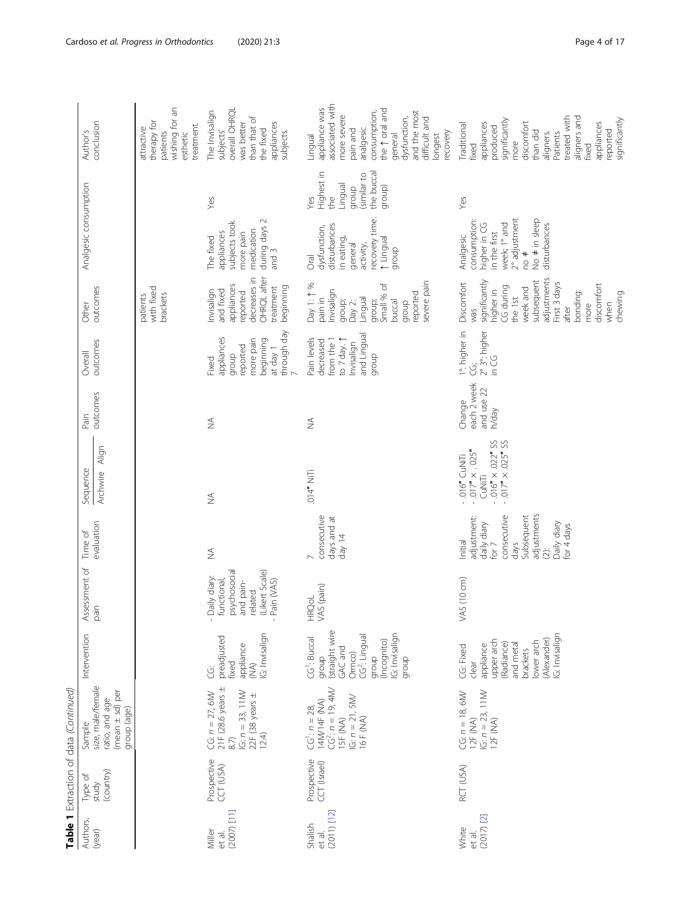**Table 1** Extraction of data *(Continued)*

| Authors, (year) | Type of study (country) | Sample size, male/female ratio, and age (mean ± sd) per group (age) | Intervention | Assessment of pain | Time of evaluation | Sequence | | Pain outcomes | Overall outcomes | Other outcomes | Analgesic consumption | | Author's conclusion |
|---|---|---|---|---|---|---|---|---|---|---|---|---|---|
| | | | | | | Archwire | Align | | | | | | |
| | | | | | | | | | | patients with fixed brackets | | | attractive therapy for patients wishing for an esthetic treatment. |
| Miller et al. (2007) [11] | Prospective CCT (USA) | CG: n = 27, 6M/ 21F (28.6 years ± 8.7) IG: n = 33, 11M/ 22F (38 years ± 12.4) | CG: preadjusted fixed appliance (NA) IG: Invisalign | - Daily diary: functional, psychosocial and pain-related (Likert Scale) - Pain (VAS) | NA | NA | | NA | Fixed appliances group reported more pain beginning at day 1 through day 7 | Invisalign and fixed appliances reported decreases in OHRQL after treatment beginning | The fixed appliances subjects took more pain medication during days 2 and 3 | Yes | The Invisalign subjects' overall OHRQL was better than that of the fixed appliances subjects. |
| Shalish et al. (2011) [12] | Prospective CCT (Israel) | CG[1]: n = 28, 14M/14F (NA) CG[2]: n = 19, 4M/ 15F (NA) IG: n = 21, 5M/ 16 F (NA) | CG[1]: Buccal group (straight wire GAC and Ormco) CG[2]: Lingual group (Incognito) IG: Invisalign group | HRQoL VAS (pain) | 7 consecutive days and at day 14 | .014″ NiTi | | NA | Pain levels decreased from the 1 to 7 day. ↑ Invisalign and Lingual group | Day 1: ↑ % pain in Invisalign group; Day 2: Lingual group; Small % of buccal group reported severe pain | Oral dysfunction, disturbances in eating, general activity, recovery time: ↑ Lingual group | Yes Highest in the Lingual group (similar to the buccal group) | Lingual appliance was associated with more severe pain and analgesic consumption, the ↑ oral and general dysfunction, and the most difficult and longest recovery |
| White et al. (2017) [2] | RCT (USA) | CG: n = 18, 6M/ 12F (NA) IG: n = 23, 11M/ 12F (NA) | CG: Fixed clear appliance upper arch (Radiance) and metal brackets lower arch (Alexander) IG: Invisalign | VAS (10 cm) | Initial adjustment: daily diary for 7 consecutive days Subsequent adjustments (2): Daily diary for 4 days | - .016″ CuNiTi - .017″ × .025″ CuNiTi - .016″ × .022″ SS - .017″ × .025″ SS | | Change each 2 week and use 22 h/day | 1°: higher in CG; 2° 3°: higher in CG | Discomfort was significantly higher in CG during the 1st week and subsequent adjustments First 3 days after bonding: more discomfort when chewing | Analgesic consumption: higher in CG in the first week; 1° and 2° adjustment no ≠ No ≠ in sleep disturbances | Yes | Traditional fixed appliances produced significantly more discomfort than did aligners. Patients treated with aligners and fixed appliances reported significantly |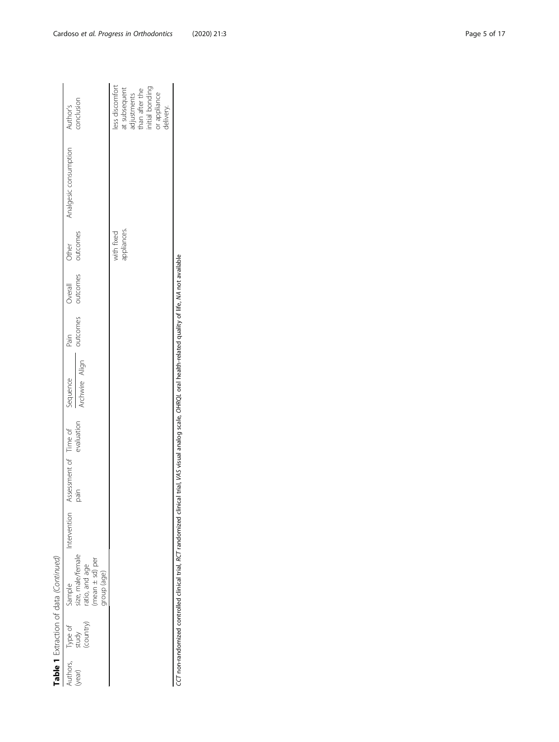**Table 1** Extraction of data *(Continued)*

| Authors, (year) | Type of study (country) | Sample size, male/female ratio, and age (mean ± sd) per group (age) | Intervention | Assessment of pain | Time of evaluation | Sequence | | Pain outcomes | Overall outcomes | Other outcomes | Analgesic consumption | Author's conclusion |
|---|---|---|---|---|---|---|---|---|---|---|---|---|
| | | | | | | Archwire | Align | | | | | |
| | | | | | | | | | | with fixed appliances. | | less discomfort at subsequent adjustments than after the initial bonding or appliance delivery. |

*CCT* non-randomized controlled clinical trial, *RCT* randomized controlled clinical trial, *VAS* visual analog scale, *OHRQL* oral health-related quality of life, *NA* not available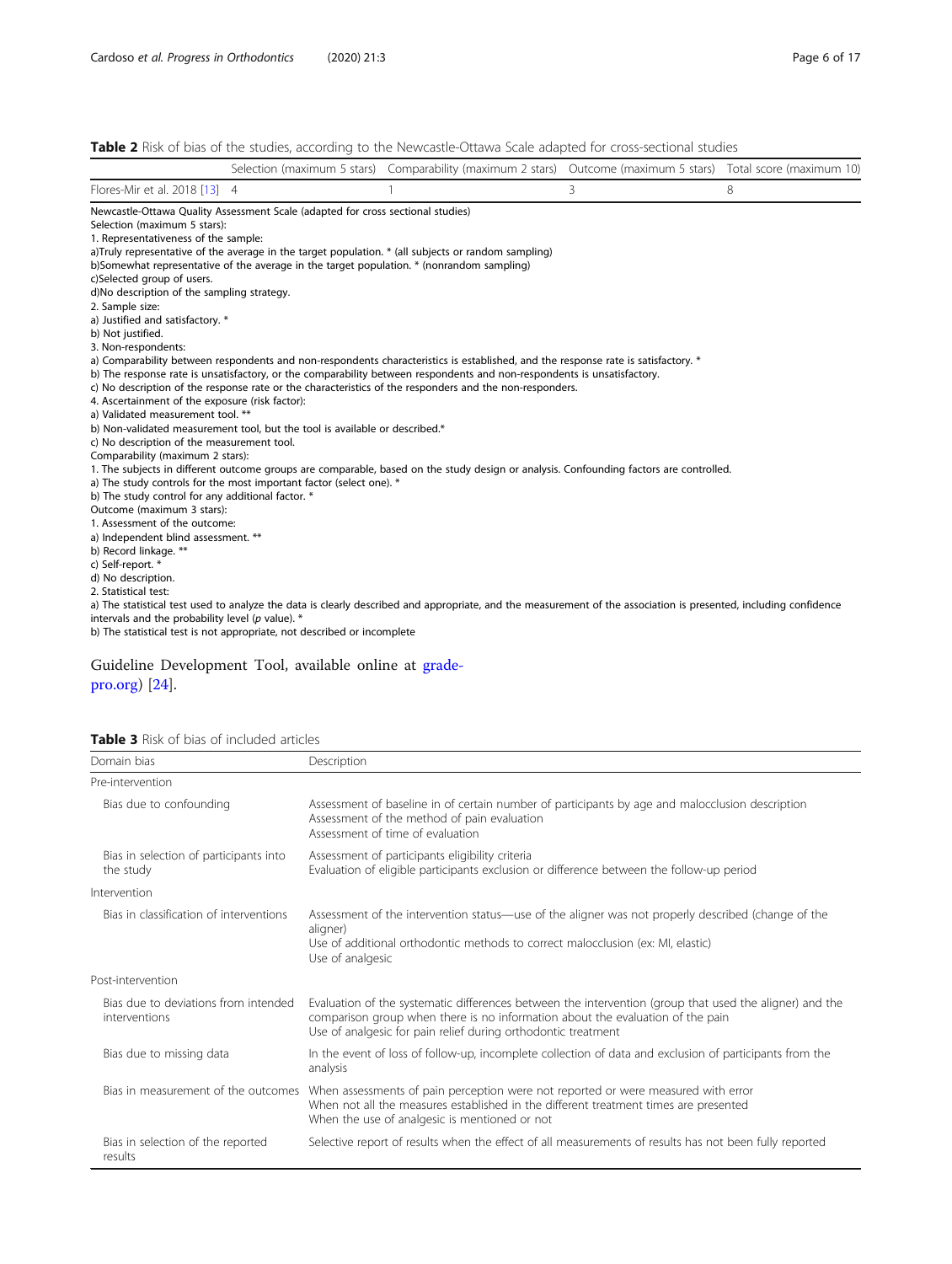**Table 2** Risk of bias of the studies, according to the Newcastle-Ottawa Scale adapted for cross-sectional studies

| | Selection (maximum 5 stars) | Comparability (maximum 2 stars) | Outcome (maximum 5 stars) | Total score (maximum 10) |
|---|---|---|---|---|
| Flores-Mir et al. 2018 [13] | 4 | 1 | 3 | 8 |

Newcastle-Ottawa Quality Assessment Scale (adapted for cross sectional studies)
Selection (maximum 5 stars):
1. Representativeness of the sample:
a)Truly representative of the average in the target population. * (all subjects or random sampling)
b)Somewhat representative of the average in the target population. * (nonrandom sampling)
c)Selected group of users.
d)No description of the sampling strategy.
2. Sample size:
a) Justified and satisfactory. *
b) Not justified.
3. Non-respondents:
a) Comparability between respondents and non-respondents characteristics is established, and the response rate is satisfactory. *
b) The response rate is unsatisfactory, or the comparability between respondents and non-respondents is unsatisfactory.
c) No description of the response rate or the characteristics of the responders and the non-responders.
4. Ascertainment of the exposure (risk factor):
a) Validated measurement tool. **
b) Non-validated measurement tool, but the tool is available or described.*
c) No description of the measurement tool.
Comparability (maximum 2 stars):
1. The subjects in different outcome groups are comparable, based on the study design or analysis. Confounding factors are controlled.
a) The study controls for the most important factor (select one). *
b) The study control for any additional factor. *
Outcome (maximum 3 stars):
1. Assessment of the outcome:
a) Independent blind assessment. **
b) Record linkage. **
c) Self-report. *
d) No description.
2. Statistical test:
a) The statistical test used to analyze the data is clearly described and appropriate, and the measurement of the association is presented, including confidence intervals and the probability level (*p* value). *
b) The statistical test is not appropriate, not described or incomplete

Guideline Development Tool, available online at grade-pro.org) [24].

**Table 3** Risk of bias of included articles

| Domain bias | Description |
|---|---|
| Pre-intervention | |
| Bias due to confounding | Assessment of baseline in of certain number of participants by age and malocclusion description<br>Assessment of the method of pain evaluation<br>Assessment of time of evaluation |
| Bias in selection of participants into the study | Assessment of participants eligibility criteria<br>Evaluation of eligible participants exclusion or difference between the follow-up period |
| Intervention | |
| Bias in classification of interventions | Assessment of the intervention status—use of the aligner was not properly described (change of the aligner)<br>Use of additional orthodontic methods to correct malocclusion (ex: MI, elastic)<br>Use of analgesic |
| Post-intervention | |
| Bias due to deviations from intended interventions | Evaluation of the systematic differences between the intervention (group that used the aligner) and the comparison group when there is no information about the evaluation of the pain<br>Use of analgesic for pain relief during orthodontic treatment |
| Bias due to missing data | In the event of loss of follow-up, incomplete collection of data and exclusion of participants from the analysis |
| Bias in measurement of the outcomes | When assessments of pain perception were not reported or were measured with error<br>When not all the measures established in the different treatment times are presented<br>When the use of analgesic is mentioned or not |
| Bias in selection of the reported results | Selective report of results when the effect of all measurements of results has not been fully reported |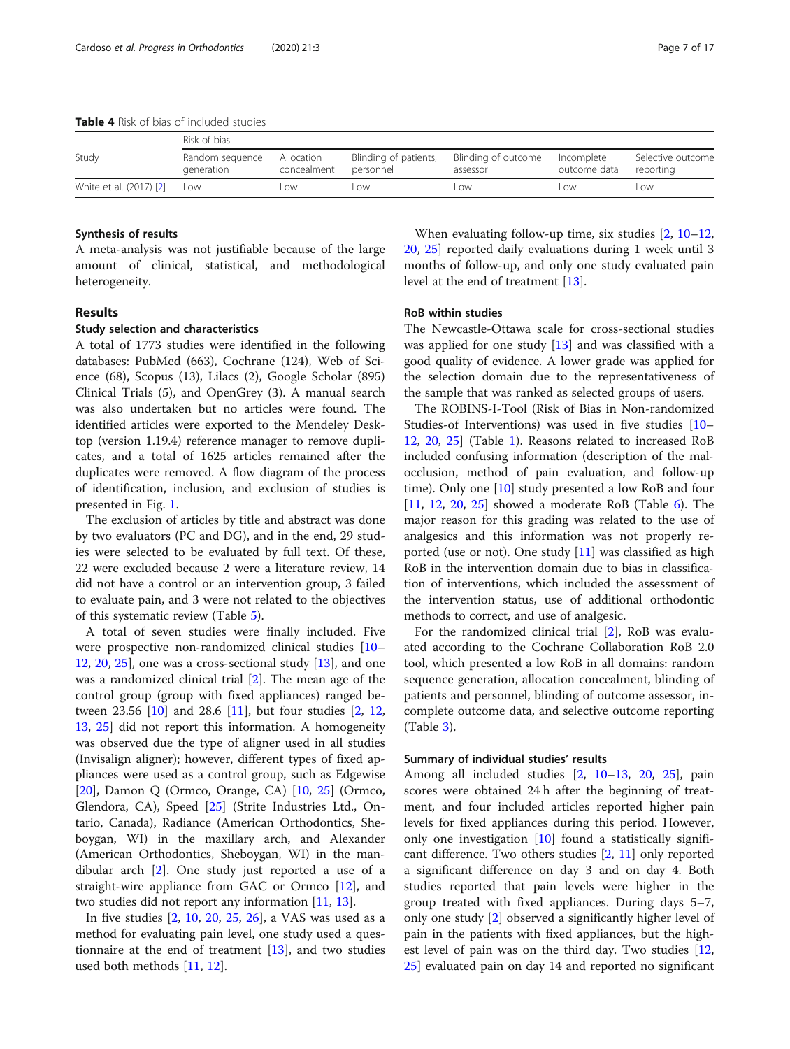**Table 4** Risk of bias of included studies

| Study | Risk of bias | | | | | |
|---|---|---|---|---|---|---|
| | Random sequence generation | Allocation concealment | Blinding of patients, personnel | Blinding of outcome assessor | Incomplete outcome data | Selective outcome reporting |
| White et al. (2017) [2] | Low | Low | Low | Low | Low | Low |

### Synthesis of results

A meta-analysis was not justifiable because of the large amount of clinical, statistical, and methodological heterogeneity.

## Results

### Study selection and characteristics

A total of 1773 studies were identified in the following databases: PubMed (663), Cochrane (124), Web of Science (68), Scopus (13), Lilacs (2), Google Scholar (895) Clinical Trials (5), and OpenGrey (3). A manual search was also undertaken but no articles were found. The identified articles were exported to the Mendeley Desktop (version 1.19.4) reference manager to remove duplicates, and a total of 1625 articles remained after the duplicates were removed. A flow diagram of the process of identification, inclusion, and exclusion of studies is presented in Fig. 1.

The exclusion of articles by title and abstract was done by two evaluators (PC and DG), and in the end, 29 studies were selected to be evaluated by full text. Of these, 22 were excluded because 2 were a literature review, 14 did not have a control or an intervention group, 3 failed to evaluate pain, and 3 were not related to the objectives of this systematic review (Table 5).

A total of seven studies were finally included. Five were prospective non-randomized clinical studies [10–12, 20, 25], one was a cross-sectional study [13], and one was a randomized clinical trial [2]. The mean age of the control group (group with fixed appliances) ranged between 23.56 [10] and 28.6 [11], but four studies [2, 12, 13, 25] did not report this information. A homogeneity was observed due the type of aligner used in all studies (Invisalign aligner); however, different types of fixed appliances were used as a control group, such as Edgewise [20], Damon Q (Ormco, Orange, CA) [10, 25] (Ormco, Glendora, CA), Speed [25] (Strite Industries Ltd., Ontario, Canada), Radiance (American Orthodontics, Sheboygan, WI) in the maxillary arch, and Alexander (American Orthodontics, Sheboygan, WI) in the mandibular arch [2]. One study just reported a use of a straight-wire appliance from GAC or Ormco [12], and two studies did not report any information [11, 13].

In five studies [2, 10, 20, 25, 26], a VAS was used as a method for evaluating pain level, one study used a questionnaire at the end of treatment [13], and two studies used both methods [11, 12].

When evaluating follow-up time, six studies [2, 10–12, 20, 25] reported daily evaluations during 1 week until 3 months of follow-up, and only one study evaluated pain level at the end of treatment [13].

### RoB within studies

The Newcastle-Ottawa scale for cross-sectional studies was applied for one study [13] and was classified with a good quality of evidence. A lower grade was applied for the selection domain due to the representativeness of the sample that was ranked as selected groups of users.

The ROBINS-I-Tool (Risk of Bias in Non-randomized Studies-of Interventions) was used in five studies [10–12, 20, 25] (Table 1). Reasons related to increased RoB included confusing information (description of the malocclusion, method of pain evaluation, and follow-up time). Only one [10] study presented a low RoB and four [11, 12, 20, 25] showed a moderate RoB (Table 6). The major reason for this grading was related to the use of analgesics and this information was not properly reported (use or not). One study [11] was classified as high RoB in the intervention domain due to bias in classification of interventions, which included the assessment of the intervention status, use of additional orthodontic methods to correct, and use of analgesic.

For the randomized clinical trial [2], RoB was evaluated according to the Cochrane Collaboration RoB 2.0 tool, which presented a low RoB in all domains: random sequence generation, allocation concealment, blinding of patients and personnel, blinding of outcome assessor, incomplete outcome data, and selective outcome reporting (Table 3).

### Summary of individual studies' results

Among all included studies [2, 10–13, 20, 25], pain scores were obtained 24 h after the beginning of treatment, and four included articles reported higher pain levels for fixed appliances during this period. However, only one investigation [10] found a statistically significant difference. Two others studies [2, 11] only reported a significant difference on day 3 and on day 4. Both studies reported that pain levels were higher in the group treated with fixed appliances. During days 5–7, only one study [2] observed a significantly higher level of pain in the patients with fixed appliances, but the highest level of pain was on the third day. Two studies [12, 25] evaluated pain on day 14 and reported no significant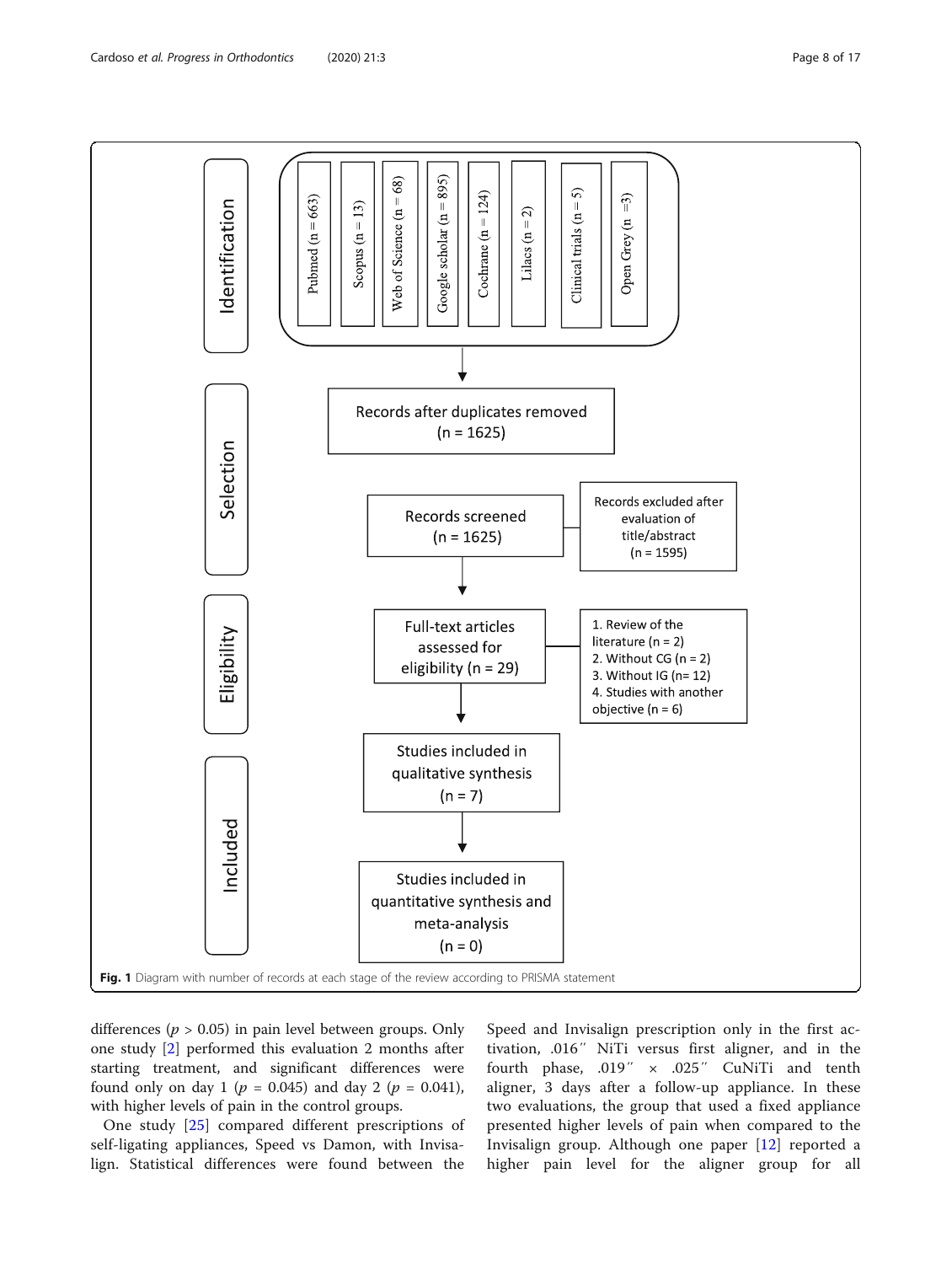Identification

Pubmed (n = 663)

Scopus (n = 13)

Web of Science (n = 68)

Google scholar (n = 895)

Cochrane (n = 124)

Lilacs (n = 2)

Clinical trials (n = 5)

Open Grey (n =3)

Selection

Records after duplicates removed (n = 1625)

Records screened (n = 1625)

Records excluded after evaluation of title/abstract (n = 1595)

Eligibility

Full-text articles assessed for eligibility (n = 29)

1. Review of the literature (n = 2)
2. Without CG (n = 2)
3. Without IG (n= 12)
4. Studies with another objective (n = 6)

Included

Studies included in qualitative synthesis (n = 7)

Studies included in quantitative synthesis and meta-analysis (n = 0)

**Fig. 1** Diagram with number of records at each stage of the review according to PRISMA statement

differences ($p > 0.05$) in pain level between groups. Only one study [2] performed this evaluation 2 months after starting treatment, and significant differences were found only on day 1 ($p = 0.045$) and day 2 ($p = 0.041$), with higher levels of pain in the control groups.

One study [25] compared different prescriptions of self-ligating appliances, Speed vs Damon, with Invisalign. Statistical differences were found between the Speed and Invisalign prescription only in the first activation, .016″ NiTi versus first aligner, and in the fourth phase, .019″ × .025″ CuNiTi and tenth aligner, 3 days after a follow-up appliance. In these two evaluations, the group that used a fixed appliance presented higher levels of pain when compared to the Invisalign group. Although one paper [12] reported a higher pain level for the aligner group for all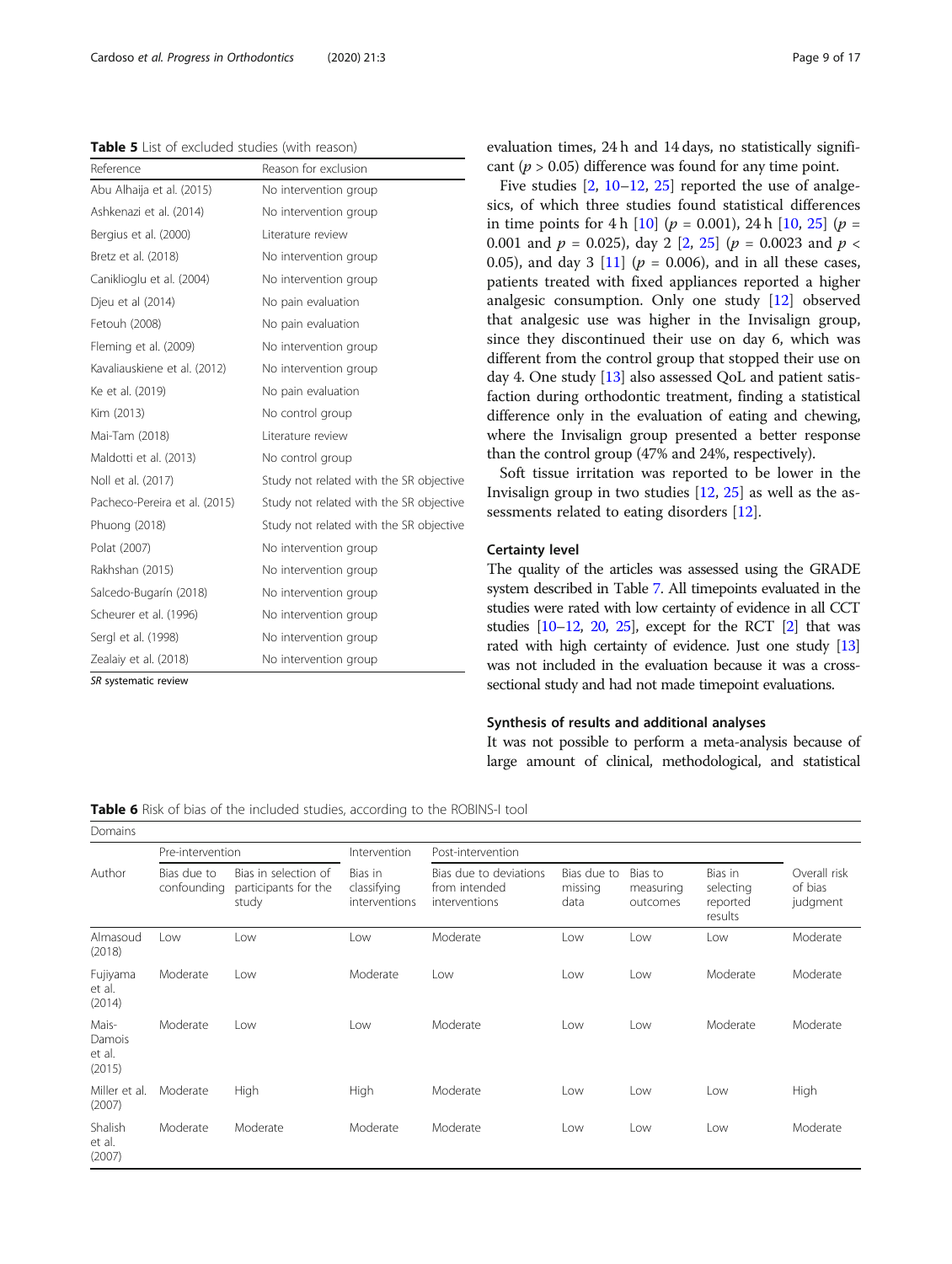**Table 5** List of excluded studies (with reason)

| Reference | Reason for exclusion |
|---|---|
| Abu Alhaija et al. (2015) | No intervention group |
| Ashkenazi et al. (2014) | No intervention group |
| Bergius et al. (2000) | Literature review |
| Bretz et al. (2018) | No intervention group |
| Canikliogl​u et al. (2004) | No intervention group |
| Djeu et al (2014) | No pain evaluation |
| Fetouh (2008) | No pain evaluation |
| Fleming et al. (2009) | No intervention group |
| Kavaliauskiene et al. (2012) | No intervention group |
| Ke et al. (2019) | No pain evaluation |
| Kim (2013) | No control group |
| Mai-Tam (2018) | Literature review |
| Maldotti et al. (2013) | No control group |
| Noll et al. (2017) | Study not related with the SR objective |
| Pacheco-Pereira et al. (2015) | Study not related with the SR objective |
| Phuong (2018) | Study not related with the SR objective |
| Polat (2007) | No intervention group |
| Rakhshan (2015) | No intervention group |
| Salcedo-Bugarín (2018) | No intervention group |
| Scheurer et al. (1996) | No intervention group |
| Sergl et al. (1998) | No intervention group |
| Zealaiy et al. (2018) | No intervention group |

*SR* systematic review

evaluation times, 24 h and 14 days, no statistically significant ($p > 0.05$) difference was found for any time point.

Five studies [2, 10–12, 25] reported the use of analgesics, of which three studies found statistical differences in time points for 4 h [10] ($p = 0.001$), 24 h [10, 25] ($p = 0.001$ and $p = 0.025$), day 2 [2, 25] ($p = 0.0023$ and $p < 0.05$), and day 3 [11] ($p = 0.006$), and in all these cases, patients treated with fixed appliances reported a higher analgesic consumption. Only one study [12] observed that analgesic use was higher in the Invisalign group, since they discontinued their use on day 6, which was different from the control group that stopped their use on day 4. One study [13] also assessed QoL and patient satisfaction during orthodontic treatment, finding a statistical difference only in the evaluation of eating and chewing, where the Invisalign group presented a better response than the control group (47% and 24%, respectively).

Soft tissue irritation was reported to be lower in the Invisalign group in two studies [12, 25] as well as the assessments related to eating disorders [12].

### Certainty level

The quality of the articles was assessed using the GRADE system described in Table 7. All timepoints evaluated in the studies were rated with low certainty of evidence in all CCT studies [10–12, 20, 25], except for the RCT [2] that was rated with high certainty of evidence. Just one study [13] was not included in the evaluation because it was a cross-sectional study and had not made timepoint evaluations.

### Synthesis of results and additional analyses

It was not possible to perform a meta-analysis because of large amount of clinical, methodological, and statistical

**Table 6** Risk of bias of the included studies, according to the ROBINS-I tool

| Author | Domains | | | | | | | |
|---|---|---|---|---|---|---|---|---|
| | Pre-intervention | | Intervention | Post-intervention | | | | Overall risk of bias judgment |
| | Bias due to confounding | Bias in selection of participants for the study | Bias in classifying interventions | Bias due to deviations from intended interventions | Bias due to missing data | Bias to measuring outcomes | Bias in selecting reported results | |
| Almasoud (2018) | Low | Low | Low | Moderate | Low | Low | Low | Moderate |
| Fujiyama et al. (2014) | Moderate | Low | Moderate | Low | Low | Low | Moderate | Moderate |
| Mais-Damois et al. (2015) | Moderate | Low | Low | Moderate | Low | Low | Moderate | Moderate |
| Miller et al. (2007) | Moderate | High | High | Moderate | Low | Low | Low | High |
| Shalish et al. (2007) | Moderate | Moderate | Moderate | Moderate | Low | Low | Low | Moderate |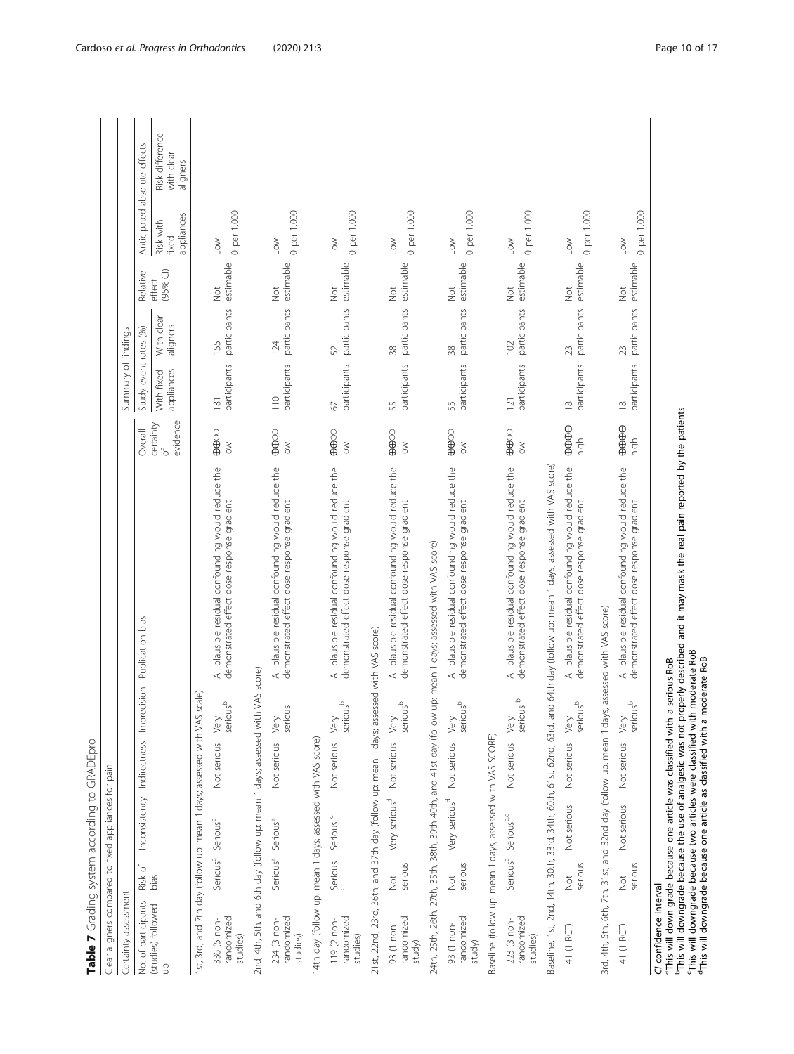**Table 7** Grading system according to GRADEpro

| Certainty assessment | | | | | | | Summary of findings | | | | |
|---|---|---|---|---|---|---|---|---|---|---|---|
| | | | | | | | Study event rates (%) | | Relative effect (95% CI) | Anticipated absolute effects | |
| No. of participants (studies) followed up | Risk of bias | Inconsistency | Indirectness | Imprecision | Publication bias | Overall certainty of evidence | With fixed appliances | With clear aligners | | Risk with fixed appliances | Risk difference with clear aligners |
| **Clear aligners compared to fixed appliances for pain** | | | | | | | | | | | |
| 1st, 3rd, and 7th day (follow up: mean 1 days; assessed with VAS scale) | | | | | | | | | | | |
| 336 (5 non-randomized studies) | Serious[a] | Serious[a] | Not serious | Very serious[b] | All plausible residual confounding would reduce the demonstrated effect dose response gradient | ⊕⊕◯◯ low | 181 participants | 155 participants | Not estimable | Low 0 per 1.000 | |
| 2nd, 4th, 5th, and 6th day (follow up: mean 1 days; assessed with VAS score) | | | | | | | | | | | |
| 234 (3 non-randomized studies) | Serious[a] | Serious[a] | Not serious | Very serious | All plausible residual confounding would reduce the demonstrated effect dose response gradient | ⊕⊕◯◯ low | 110 participants | 124 participants | Not estimable | Low 0 per 1.000 | |
| 14th day (follow up: mean 1 days; assessed with VAS score) | | | | | | | | | | | |
| 119 (2 non-randomized studies) | Serious[c] | Serious[c] | Not serious | Very serious[b] | All plausible residual confounding would reduce the demonstrated effect dose response gradient | ⊕⊕◯◯ low | 67 participants | 52 participants | Not estimable | Low 0 per 1.000 | |
| 21st, 22nd, 23rd, 36th, and 37th day (follow up: mean 1 days; assessed with VAS score) | | | | | | | | | | | |
| 93 (1 non-randomized study) | Not serious | Very serious[d] | Not serious | Very serious[b] | All plausible residual confounding would reduce the demonstrated effect dose response gradient | ⊕⊕◯◯ low | 55 participants | 38 participants | Not estimable | Low 0 per 1.000 | |
| 24th, 25th, 26th, 27th, 35th, 38th, 39th, 40th, and 41st day (follow up: mean 1 days; assessed with VAS score) | | | | | | | | | | | |
| 93 (1 non-randomized study) | Not serious | Very serious[d] | Not serious | Very serious[b] | All plausible residual confounding would reduce the demonstrated effect dose response gradient | ⊕⊕◯◯ low | 55 participants | 38 participants | Not estimable | Low 0 per 1.000 | |
| Baseline (follow up: mean 1 days; assessed with VAS SCORE) | | | | | | | | | | | |
| 223 (3 non-randomized studies) | Serious[a] | Serious[a,c] | Not serious | Very serious[b] | All plausible residual confounding would reduce the demonstrated effect dose response gradient | ⊕⊕◯◯ low | 121 participants | 102 participants | Not estimable | Low 0 per 1.000 | |
| Baseline, 1st, 2nd, 14th, 30th, 33rd, 34th, 60th, 61st, 62nd, 63rd, and 64th day (follow up: mean 1 days; assessed with VAS score) | | | | | | | | | | | |
| 41 (1 RCT) | Not serious | Not serious | Not serious | Very serious[b] | All plausible residual confounding would reduce the demonstrated effect dose response gradient | ⊕⊕⊕⊕ high | 18 participants | 23 participants | Not estimable | Low 0 per 1.000 | |
| 3rd, 4th, 5th, 6th, 7th, 31st, and 32nd day (follow up: mean 1 days; assessed with VAS score) | | | | | | | | | | | |
| 41 (1 RCT) | Not serious | Not serious | Not serious | Very serious[b] | All plausible residual confounding would reduce the demonstrated effect dose response gradient | ⊕⊕⊕⊕ high | 18 participants | 23 participants | Not estimable | Low 0 per 1.000 | |

*CI* confidence interval
[a]This will down grade because one article was classified with a serious RoB
[b]This will downgrade because the use of analgesic was not properly described and it may mask the real pain reported by the patients
[c]This will downgrade because two articles were classified with moderate RoB
[d]This will downgrade because one article as classified with a moderate RoB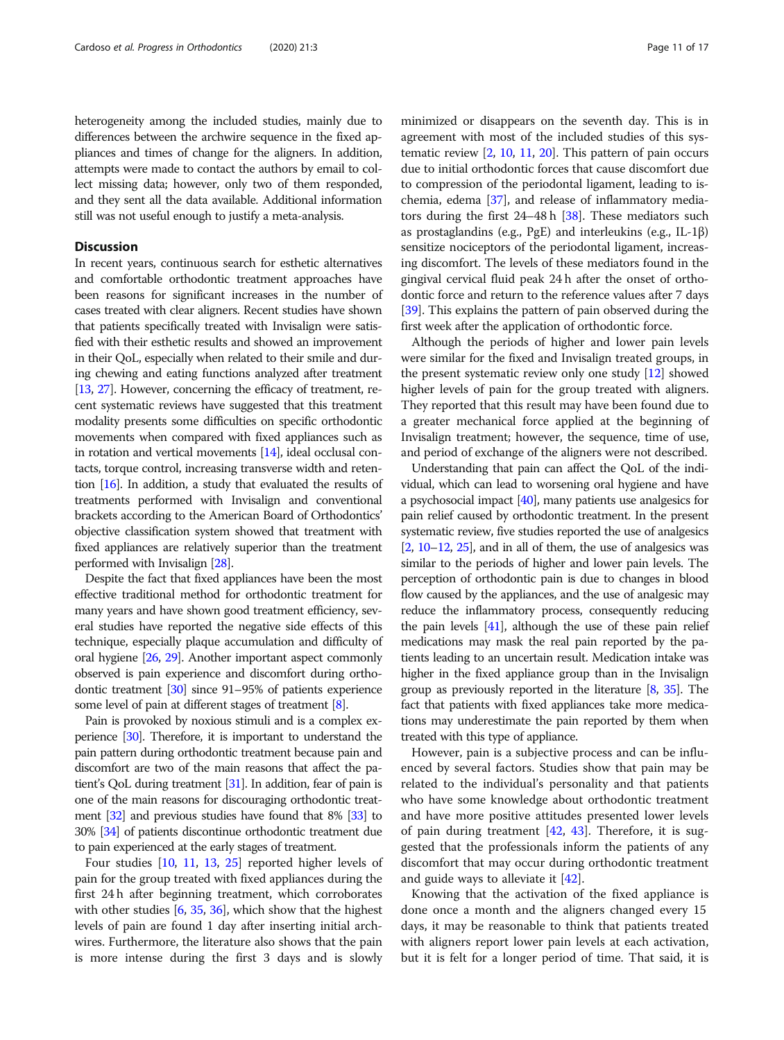heterogeneity among the included studies, mainly due to differences between the archwire sequence in the fixed appliances and times of change for the aligners. In addition, attempts were made to contact the authors by email to collect missing data; however, only two of them responded, and they sent all the data available. Additional information still was not useful enough to justify a meta-analysis.

## Discussion

In recent years, continuous search for esthetic alternatives and comfortable orthodontic treatment approaches have been reasons for significant increases in the number of cases treated with clear aligners. Recent studies have shown that patients specifically treated with Invisalign were satisfied with their esthetic results and showed an improvement in their QoL, especially when related to their smile and during chewing and eating functions analyzed after treatment [13, 27]. However, concerning the efficacy of treatment, recent systematic reviews have suggested that this treatment modality presents some difficulties on specific orthodontic movements when compared with fixed appliances such as in rotation and vertical movements [14], ideal occlusal contacts, torque control, increasing transverse width and retention [16]. In addition, a study that evaluated the results of treatments performed with Invisalign and conventional brackets according to the American Board of Orthodontics' objective classification system showed that treatment with fixed appliances are relatively superior than the treatment performed with Invisalign [28].

Despite the fact that fixed appliances have been the most effective traditional method for orthodontic treatment for many years and have shown good treatment efficiency, several studies have reported the negative side effects of this technique, especially plaque accumulation and difficulty of oral hygiene [26, 29]. Another important aspect commonly observed is pain experience and discomfort during orthodontic treatment [30] since 91–95% of patients experience some level of pain at different stages of treatment [8].

Pain is provoked by noxious stimuli and is a complex experience [30]. Therefore, it is important to understand the pain pattern during orthodontic treatment because pain and discomfort are two of the main reasons that affect the patient's QoL during treatment [31]. In addition, fear of pain is one of the main reasons for discouraging orthodontic treatment [32] and previous studies have found that 8% [33] to 30% [34] of patients discontinue orthodontic treatment due to pain experienced at the early stages of treatment.

Four studies [10, 11, 13, 25] reported higher levels of pain for the group treated with fixed appliances during the first 24 h after beginning treatment, which corroborates with other studies [6, 35, 36], which show that the highest levels of pain are found 1 day after inserting initial archwires. Furthermore, the literature also shows that the pain is more intense during the first 3 days and is slowly minimized or disappears on the seventh day. This is in agreement with most of the included studies of this systematic review [2, 10, 11, 20]. This pattern of pain occurs due to initial orthodontic forces that cause discomfort due to compression of the periodontal ligament, leading to ischemia, edema [37], and release of inflammatory mediators during the first 24–48 h [38]. These mediators such as prostaglandins (e.g., PgE) and interleukins (e.g., IL-1β) sensitize nociceptors of the periodontal ligament, increasing discomfort. The levels of these mediators found in the gingival cervical fluid peak 24 h after the onset of orthodontic force and return to the reference values after 7 days [39]. This explains the pattern of pain observed during the first week after the application of orthodontic force.

Although the periods of higher and lower pain levels were similar for the fixed and Invisalign treated groups, in the present systematic review only one study [12] showed higher levels of pain for the group treated with aligners. They reported that this result may have been found due to a greater mechanical force applied at the beginning of Invisalign treatment; however, the sequence, time of use, and period of exchange of the aligners were not described.

Understanding that pain can affect the QoL of the individual, which can lead to worsening oral hygiene and have a psychosocial impact [40], many patients use analgesics for pain relief caused by orthodontic treatment. In the present systematic review, five studies reported the use of analgesics [2, 10–12, 25], and in all of them, the use of analgesics was similar to the periods of higher and lower pain levels. The perception of orthodontic pain is due to changes in blood flow caused by the appliances, and the use of analgesic may reduce the inflammatory process, consequently reducing the pain levels [41], although the use of these pain relief medications may mask the real pain reported by the patients leading to an uncertain result. Medication intake was higher in the fixed appliance group than in the Invisalign group as previously reported in the literature [8, 35]. The fact that patients with fixed appliances take more medications may underestimate the pain reported by them when treated with this type of appliance.

However, pain is a subjective process and can be influenced by several factors. Studies show that pain may be related to the individual's personality and that patients who have some knowledge about orthodontic treatment and have more positive attitudes presented lower levels of pain during treatment [42, 43]. Therefore, it is suggested that the professionals inform the patients of any discomfort that may occur during orthodontic treatment and guide ways to alleviate it [42].

Knowing that the activation of the fixed appliance is done once a month and the aligners changed every 15 days, it may be reasonable to think that patients treated with aligners report lower pain levels at each activation, but it is felt for a longer period of time. That said, it is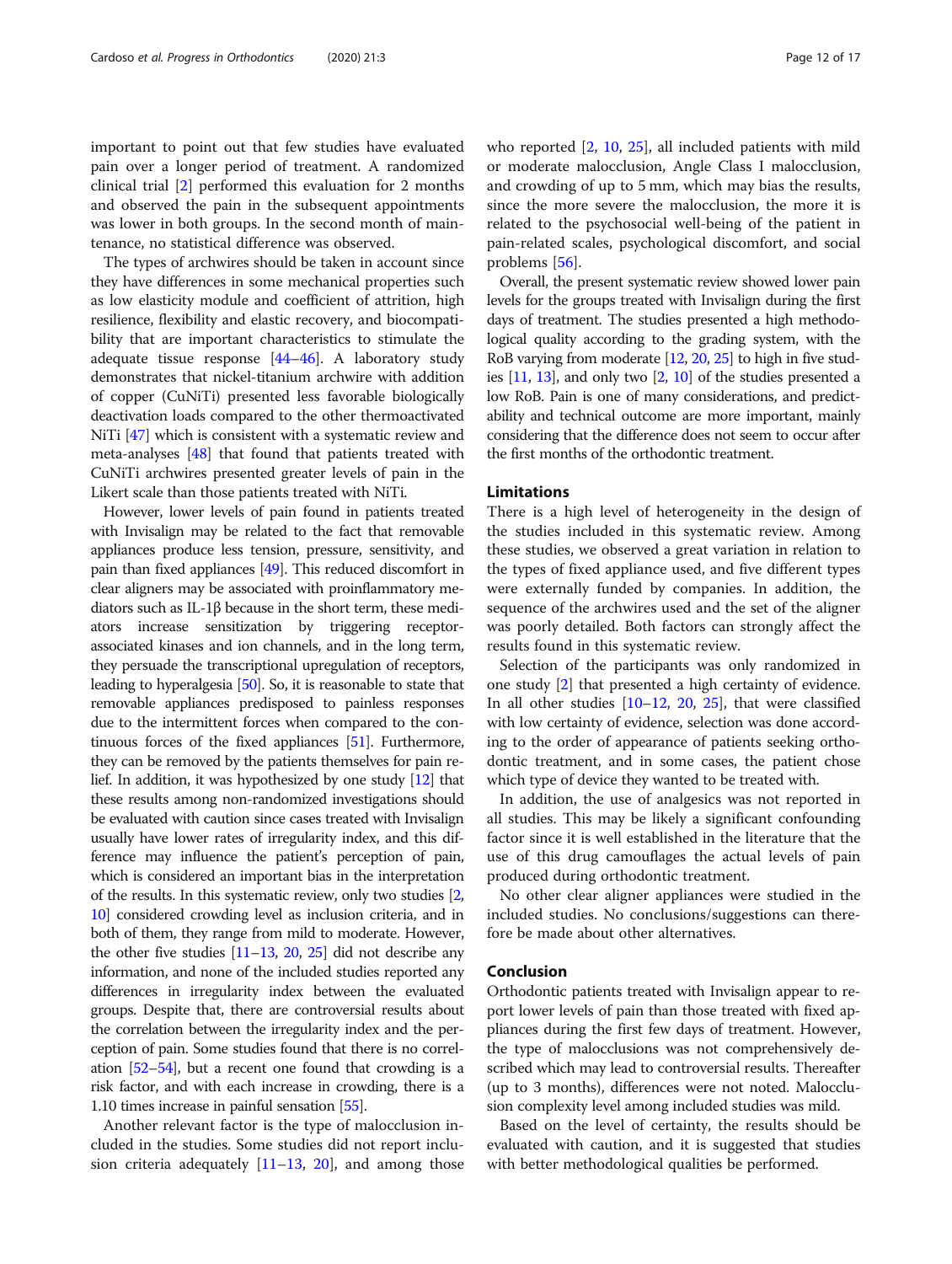important to point out that few studies have evaluated pain over a longer period of treatment. A randomized clinical trial [2] performed this evaluation for 2 months and observed the pain in the subsequent appointments was lower in both groups. In the second month of maintenance, no statistical difference was observed.

The types of archwires should be taken in account since they have differences in some mechanical properties such as low elasticity module and coefficient of attrition, high resilience, flexibility and elastic recovery, and biocompatibility that are important characteristics to stimulate the adequate tissue response [44–46]. A laboratory study demonstrates that nickel-titanium archwire with addition of copper (CuNiTi) presented less favorable biologically deactivation loads compared to the other thermoactivated NiTi [47] which is consistent with a systematic review and meta-analyses [48] that found that patients treated with CuNiTi archwires presented greater levels of pain in the Likert scale than those patients treated with NiTi.

However, lower levels of pain found in patients treated with Invisalign may be related to the fact that removable appliances produce less tension, pressure, sensitivity, and pain than fixed appliances [49]. This reduced discomfort in clear aligners may be associated with proinflammatory mediators such as IL-1β because in the short term, these mediators increase sensitization by triggering receptor-associated kinases and ion channels, and in the long term, they persuade the transcriptional upregulation of receptors, leading to hyperalgesia [50]. So, it is reasonable to state that removable appliances predisposed to painless responses due to the intermittent forces when compared to the continuous forces of the fixed appliances [51]. Furthermore, they can be removed by the patients themselves for pain relief. In addition, it was hypothesized by one study [12] that these results among non-randomized investigations should be evaluated with caution since cases treated with Invisalign usually have lower rates of irregularity index, and this difference may influence the patient's perception of pain, which is considered an important bias in the interpretation of the results. In this systematic review, only two studies [2, 10] considered crowding level as inclusion criteria, and in both of them, they range from mild to moderate. However, the other five studies [11–13, 20, 25] did not describe any information, and none of the included studies reported any differences in irregularity index between the evaluated groups. Despite that, there are controversial results about the correlation between the irregularity index and the perception of pain. Some studies found that there is no correlation [52–54], but a recent one found that crowding is a risk factor, and with each increase in crowding, there is a 1.10 times increase in painful sensation [55].

Another relevant factor is the type of malocclusion included in the studies. Some studies did not report inclusion criteria adequately [11–13, 20], and among those who reported [2, 10, 25], all included patients with mild or moderate malocclusion, Angle Class I malocclusion, and crowding of up to 5 mm, which may bias the results, since the more severe the malocclusion, the more it is related to the psychosocial well-being of the patient in pain-related scales, psychological discomfort, and social problems [56].

Overall, the present systematic review showed lower pain levels for the groups treated with Invisalign during the first days of treatment. The studies presented a high methodological quality according to the grading system, with the RoB varying from moderate [12, 20, 25] to high in five studies [11, 13], and only two [2, 10] of the studies presented a low RoB. Pain is one of many considerations, and predictability and technical outcome are more important, mainly considering that the difference does not seem to occur after the first months of the orthodontic treatment.

## Limitations

There is a high level of heterogeneity in the design of the studies included in this systematic review. Among these studies, we observed a great variation in relation to the types of fixed appliance used, and five different types were externally funded by companies. In addition, the sequence of the archwires used and the set of the aligner was poorly detailed. Both factors can strongly affect the results found in this systematic review.

Selection of the participants was only randomized in one study [2] that presented a high certainty of evidence. In all other studies [10–12, 20, 25], that were classified with low certainty of evidence, selection was done according to the order of appearance of patients seeking orthodontic treatment, and in some cases, the patient chose which type of device they wanted to be treated with.

In addition, the use of analgesics was not reported in all studies. This may be likely a significant confounding factor since it is well established in the literature that the use of this drug camouflages the actual levels of pain produced during orthodontic treatment.

No other clear aligner appliances were studied in the included studies. No conclusions/suggestions can therefore be made about other alternatives.

## Conclusion

Orthodontic patients treated with Invisalign appear to report lower levels of pain than those treated with fixed appliances during the first few days of treatment. However, the type of malocclusions was not comprehensively described which may lead to controversial results. Thereafter (up to 3 months), differences were not noted. Malocclusion complexity level among included studies was mild.

Based on the level of certainty, the results should be evaluated with caution, and it is suggested that studies with better methodological qualities be performed.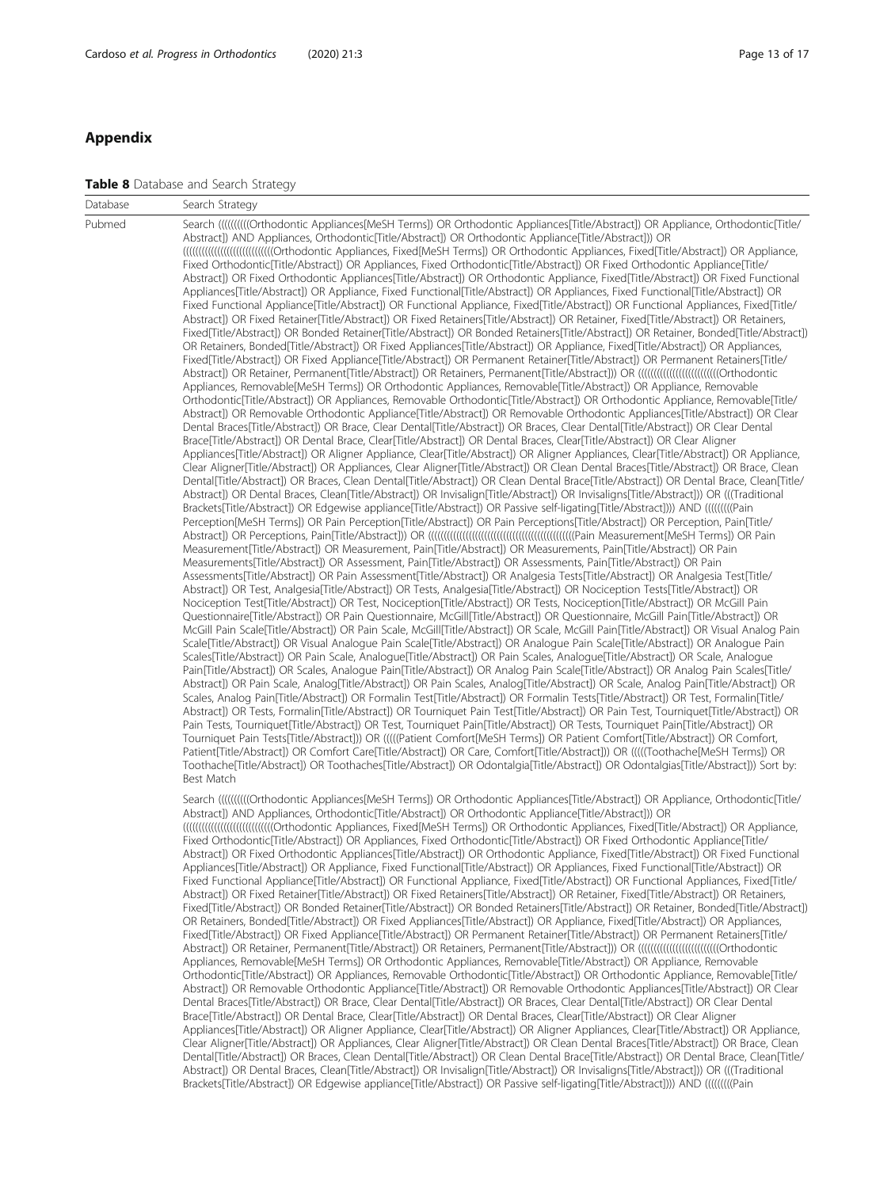## Appendix

**Table 8** Database and Search Strategy

| Database | Search Strategy |
| --- | --- |
| Pubmed | Search (((((((((Orthodontic Appliances[MeSH Terms]) OR Orthodontic Appliances[Title/Abstract]) OR Appliance, Orthodontic[Title/Abstract]) AND Appliances, Orthodontic[Title/Abstract]) OR Orthodontic Appliance[Title/Abstract])) OR (((((((((((((((((((((((((((Orthodontic Appliances, Fixed[MeSH Terms]) OR Orthodontic Appliances, Fixed[Title/Abstract]) OR Appliance, Fixed Orthodontic[Title/Abstract]) OR Appliances, Fixed Orthodontic[Title/Abstract]) OR Fixed Orthodontic Appliance[Title/Abstract]) OR Fixed Orthodontic Appliances[Title/Abstract]) OR Orthodontic Appliance, Fixed[Title/Abstract]) OR Fixed Functional Appliances[Title/Abstract]) OR Appliance, Fixed Functional[Title/Abstract]) OR Appliances, Fixed Functional[Title/Abstract]) OR Fixed Functional Appliance[Title/Abstract]) OR Functional Appliance, Fixed[Title/Abstract]) OR Functional Appliances, Fixed[Title/Abstract]) OR Fixed Retainer[Title/Abstract]) OR Fixed Retainers[Title/Abstract]) OR Retainer, Fixed[Title/Abstract]) OR Retainers, Fixed[Title/Abstract]) OR Bonded Retainer[Title/Abstract]) OR Bonded Retainers[Title/Abstract]) OR Retainer, Bonded[Title/Abstract]) OR Retainers, Bonded[Title/Abstract]) OR Fixed Appliances[Title/Abstract]) OR Appliance, Fixed[Title/Abstract]) OR Appliances, Fixed[Title/Abstract]) OR Fixed Appliance[Title/Abstract]) OR Permanent Retainer[Title/Abstract]) OR Permanent Retainers[Title/Abstract]) OR Retainer, Permanent[Title/Abstract]) OR Retainers, Permanent[Title/Abstract])) OR (((((((((((((((((((((((((((Orthodontic Appliances, Removable[MeSH Terms]) OR Orthodontic Appliances, Removable[Title/Abstract]) OR Appliance, Removable Orthodontic[Title/Abstract]) OR Appliances, Removable Orthodontic[Title/Abstract]) OR Orthodontic Appliance, Removable[Title/Abstract]) OR Removable Orthodontic Appliance[Title/Abstract]) OR Removable Orthodontic Appliances[Title/Abstract]) OR Clear Dental Braces[Title/Abstract]) OR Brace, Clear Dental[Title/Abstract]) OR Braces, Clear Dental[Title/Abstract]) OR Clear Dental Brace[Title/Abstract]) OR Dental Brace, Clear[Title/Abstract]) OR Dental Braces, Clear[Title/Abstract]) OR Clear Aligner Appliances[Title/Abstract]) OR Aligner Appliance, Clear[Title/Abstract]) OR Aligner Appliances, Clear[Title/Abstract]) OR Appliance, Clear Aligner[Title/Abstract]) OR Appliances, Clear Aligner[Title/Abstract]) OR Clean Dental Braces[Title/Abstract]) OR Brace, Clean Dental[Title/Abstract]) OR Braces, Clean Dental[Title/Abstract]) OR Clean Dental Brace[Title/Abstract]) OR Dental Brace, Clean[Title/Abstract]) OR Dental Braces, Clean[Title/Abstract]) OR Invisalign[Title/Abstract]) OR Invisaligns[Title/Abstract])) OR (((Traditional Brackets[Title/Abstract]) OR Edgewise appliance[Title/Abstract]) OR Passive self-ligating[Title/Abstract]))) AND ((((((((Pain Perception[MeSH Terms]) OR Pain Perception[Title/Abstract]) OR Pain Perceptions[Title/Abstract]) OR Perception, Pain[Title/Abstract]) OR Perceptions, Pain[Title/Abstract])) OR (((((((((((((((((((((((((((((((((((((((((((((Pain Measurement[MeSH Terms]) OR Pain Measurement[Title/Abstract]) OR Measurement, Pain[Title/Abstract]) OR Measurements, Pain[Title/Abstract]) OR Pain Measurements[Title/Abstract]) OR Assessment, Pain[Title/Abstract]) OR Assessments, Pain[Title/Abstract]) OR Pain Assessments[Title/Abstract]) OR Pain Assessment[Title/Abstract]) OR Analgesia Tests[Title/Abstract]) OR Analgesia Test[Title/Abstract]) OR Test, Analgesia[Title/Abstract]) OR Tests, Analgesia[Title/Abstract]) OR Nociception Tests[Title/Abstract]) OR Nociception Test[Title/Abstract]) OR Test, Nociception[Title/Abstract]) OR Tests, Nociception[Title/Abstract]) OR McGill Pain Questionnaire[Title/Abstract]) OR Pain Questionnaire, McGill[Title/Abstract]) OR Questionnaire, McGill Pain[Title/Abstract]) OR McGill Pain Scale[Title/Abstract]) OR Pain Scale, McGill[Title/Abstract]) OR Scale, McGill Pain[Title/Abstract]) OR Visual Analog Pain Scale[Title/Abstract]) OR Visual Analogue Pain Scale[Title/Abstract]) OR Analogue Pain Scale[Title/Abstract]) OR Analogue Pain Scales[Title/Abstract]) OR Pain Scale, Analogue[Title/Abstract]) OR Pain Scales, Analogue[Title/Abstract]) OR Scale, Analogue Pain[Title/Abstract]) OR Scales, Analogue Pain[Title/Abstract]) OR Analog Pain Scale[Title/Abstract]) OR Analog Pain Scales[Title/Abstract]) OR Pain Scale, Analog[Title/Abstract]) OR Pain Scales, Analog[Title/Abstract]) OR Scale, Analog Pain[Title/Abstract]) OR Scales, Analog Pain[Title/Abstract]) OR Formalin Test[Title/Abstract]) OR Formalin Tests[Title/Abstract]) OR Test, Formalin[Title/Abstract]) OR Tests, Formalin[Title/Abstract]) OR Tourniquet Pain Test[Title/Abstract]) OR Pain Test, Tourniquet[Title/Abstract]) OR Pain Tests, Tourniquet[Title/Abstract]) OR Test, Tourniquet Pain[Title/Abstract]) OR Tests, Tourniquet Pain[Title/Abstract]) OR Tourniquet Pain Tests[Title/Abstract])) OR (((((Patient Comfort[MeSH Terms]) OR Patient Comfort[Title/Abstract]) OR Comfort, Patient[Title/Abstract]) OR Comfort Care[Title/Abstract]) OR Care, Comfort[Title/Abstract])) OR (((((Toothache[MeSH Terms]) OR Toothache[Title/Abstract]) OR Toothaches[Title/Abstract]) OR Odontalgia[Title/Abstract]) OR Odontalgias[Title/Abstract])) Sort by: Best Match |
| | Search (((((((((Orthodontic Appliances[MeSH Terms]) OR Orthodontic Appliances[Title/Abstract]) OR Appliance, Orthodontic[Title/Abstract]) AND Appliances, Orthodontic[Title/Abstract]) OR Orthodontic Appliance[Title/Abstract])) OR (((((((((((((((((((((((((((Orthodontic Appliances, Fixed[MeSH Terms]) OR Orthodontic Appliances, Fixed[Title/Abstract]) OR Appliance, Fixed Orthodontic[Title/Abstract]) OR Appliances, Fixed Orthodontic[Title/Abstract]) OR Fixed Orthodontic Appliance[Title/Abstract]) OR Fixed Orthodontic Appliances[Title/Abstract]) OR Orthodontic Appliance, Fixed[Title/Abstract]) OR Fixed Functional Appliances[Title/Abstract]) OR Appliance, Fixed Functional[Title/Abstract]) OR Appliances, Fixed Functional[Title/Abstract]) OR Fixed Functional Appliance[Title/Abstract]) OR Functional Appliance, Fixed[Title/Abstract]) OR Functional Appliances, Fixed[Title/Abstract]) OR Fixed Retainer[Title/Abstract]) OR Fixed Retainers[Title/Abstract]) OR Retainer, Fixed[Title/Abstract]) OR Retainers, Fixed[Title/Abstract]) OR Bonded Retainer[Title/Abstract]) OR Bonded Retainers[Title/Abstract]) OR Retainer, Bonded[Title/Abstract]) OR Retainers, Bonded[Title/Abstract]) OR Fixed Appliances[Title/Abstract]) OR Appliance, Fixed[Title/Abstract]) OR Appliances, Fixed[Title/Abstract]) OR Fixed Appliance[Title/Abstract]) OR Permanent Retainer[Title/Abstract]) OR Permanent Retainers[Title/Abstract]) OR Retainer, Permanent[Title/Abstract]) OR Retainers, Permanent[Title/Abstract])) OR (((((((((((((((((((((((((((Orthodontic Appliances, Removable[MeSH Terms]) OR Orthodontic Appliances, Removable[Title/Abstract]) OR Appliance, Removable Orthodontic[Title/Abstract]) OR Appliances, Removable Orthodontic[Title/Abstract]) OR Orthodontic Appliance, Removable[Title/Abstract]) OR Removable Orthodontic Appliance[Title/Abstract]) OR Removable Orthodontic Appliances[Title/Abstract]) OR Clear Dental Braces[Title/Abstract]) OR Brace, Clear Dental[Title/Abstract]) OR Braces, Clear Dental[Title/Abstract]) OR Clear Dental Brace[Title/Abstract]) OR Dental Brace, Clear[Title/Abstract]) OR Dental Braces, Clear[Title/Abstract]) OR Clear Aligner Appliances[Title/Abstract]) OR Aligner Appliance, Clear[Title/Abstract]) OR Aligner Appliances, Clear[Title/Abstract]) OR Appliance, Clear Aligner[Title/Abstract]) OR Appliances, Clear Aligner[Title/Abstract]) OR Clean Dental Braces[Title/Abstract]) OR Brace, Clean Dental[Title/Abstract]) OR Braces, Clean Dental[Title/Abstract]) OR Clean Dental Brace[Title/Abstract]) OR Dental Brace, Clean[Title/Abstract]) OR Dental Braces, Clean[Title/Abstract]) OR Invisalign[Title/Abstract]) OR Invisaligns[Title/Abstract])) OR (((Traditional Brackets[Title/Abstract]) OR Edgewise appliance[Title/Abstract]) OR Passive self-ligating[Title/Abstract]))) AND ((((((((Pain |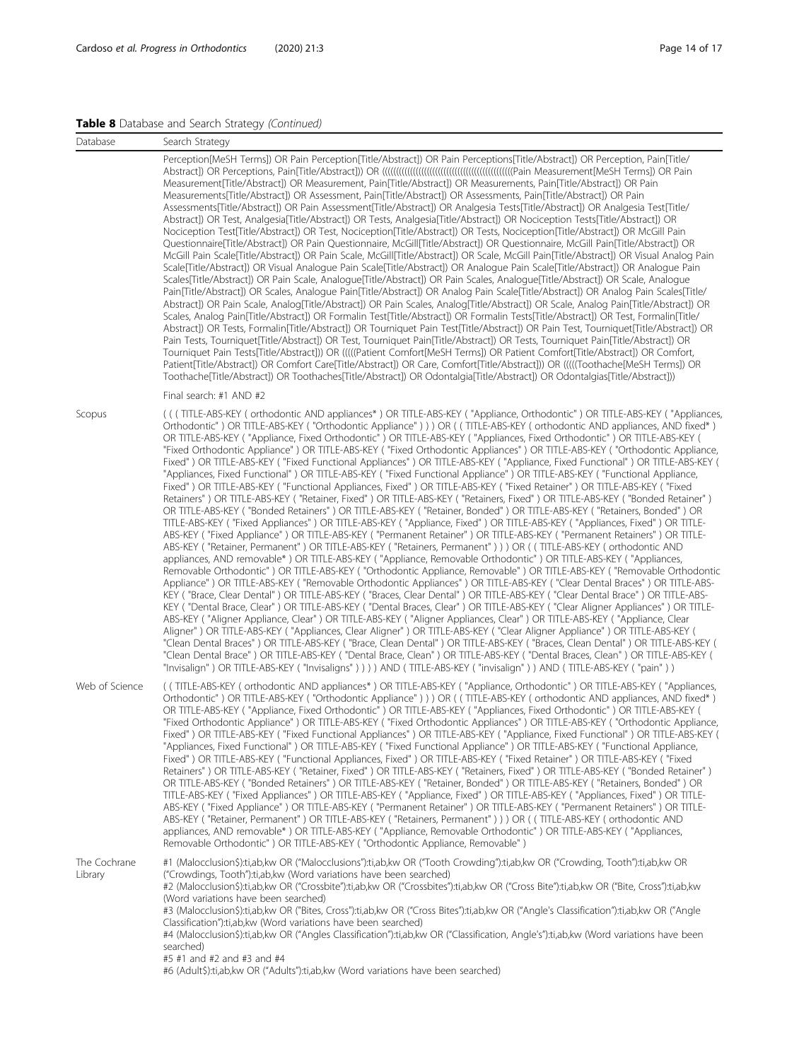**Table 8** Database and Search Strategy *(Continued)*

| Database | Search Strategy |
| --- | --- |
| | Perception[MeSH Terms]) OR Pain Perception[Title/Abstract]) OR Pain Perceptions[Title/Abstract]) OR Perception, Pain[Title/Abstract]) OR Perceptions, Pain[Title/Abstract])) OR ((((((((((((((((((((((((((((((((((((((((((((((Pain Measurement[MeSH Terms]) OR Pain Measurement[Title/Abstract]) OR Measurement, Pain[Title/Abstract]) OR Measurements, Pain[Title/Abstract]) OR Pain Measurements[Title/Abstract]) OR Assessment, Pain[Title/Abstract]) OR Assessments, Pain[Title/Abstract]) OR Pain Assessments[Title/Abstract]) OR Pain Assessment[Title/Abstract]) OR Analgesia Tests[Title/Abstract]) OR Analgesia Test[Title/Abstract]) OR Test, Analgesia[Title/Abstract]) OR Tests, Analgesia[Title/Abstract]) OR Nociception Tests[Title/Abstract]) OR Nociception Test[Title/Abstract]) OR Test, Nociception[Title/Abstract]) OR Tests, Nociception[Title/Abstract]) OR McGill Pain Questionnaire[Title/Abstract]) OR Pain Questionnaire, McGill[Title/Abstract]) OR Questionnaire, McGill Pain[Title/Abstract]) OR McGill Pain Scale[Title/Abstract]) OR Pain Scale, McGill[Title/Abstract]) OR Scale, McGill Pain[Title/Abstract]) OR Visual Analog Pain Scale[Title/Abstract]) OR Visual Analogue Pain Scale[Title/Abstract]) OR Analogue Pain Scale[Title/Abstract]) OR Analogue Pain Scales[Title/Abstract]) OR Pain Scale, Analogue[Title/Abstract]) OR Pain Scales, Analogue[Title/Abstract]) OR Scale, Analogue Pain[Title/Abstract]) OR Scales, Analogue Pain[Title/Abstract]) OR Analog Pain Scale[Title/Abstract]) OR Analog Pain Scales[Title/Abstract]) OR Pain Scale, Analog[Title/Abstract]) OR Pain Scales, Analog[Title/Abstract]) OR Scale, Analog Pain[Title/Abstract]) OR Scales, Analog Pain[Title/Abstract]) OR Formalin Test[Title/Abstract]) OR Formalin Tests[Title/Abstract]) OR Test, Formalin[Title/Abstract]) OR Tests, Formalin[Title/Abstract]) OR Tourniquet Pain Test[Title/Abstract]) OR Pain Test, Tourniquet[Title/Abstract]) OR Pain Tests, Tourniquet[Title/Abstract]) OR Test, Tourniquet Pain[Title/Abstract]) OR Tests, Tourniquet Pain[Title/Abstract]) OR Tourniquet Pain Tests[Title/Abstract])) OR (((((Patient Comfort[MeSH Terms]) OR Patient Comfort[Title/Abstract]) OR Comfort, Patient[Title/Abstract]) OR Comfort Care[Title/Abstract]) OR Care, Comfort[Title/Abstract])) OR (((((Toothache[MeSH Terms]) OR Toothache[Title/Abstract]) OR Toothaches[Title/Abstract]) OR Odontalgia[Title/Abstract]) OR Odontalgias[Title/Abstract]))<br><br>Final search: #1 AND #2 |
| Scopus | ( ( ( TITLE-ABS-KEY ( orthodontic AND appliances* ) OR TITLE-ABS-KEY ( "Appliance, Orthodontic" ) OR TITLE-ABS-KEY ( "Appliances, Orthodontic" ) OR TITLE-ABS-KEY ( "Orthodontic Appliance" ) ) ) OR ( ( TITLE-ABS-KEY ( orthodontic AND appliances, AND fixed* ) OR TITLE-ABS-KEY ( "Appliance, Fixed Orthodontic" ) OR TITLE-ABS-KEY ( "Appliances, Fixed Orthodontic" ) OR TITLE-ABS-KEY ( "Fixed Orthodontic Appliance" ) OR TITLE-ABS-KEY ( "Fixed Orthodontic Appliances" ) OR TITLE-ABS-KEY ( "Orthodontic Appliance, Fixed" ) OR TITLE-ABS-KEY ( "Fixed Functional Appliances" ) OR TITLE-ABS-KEY ( "Appliance, Fixed Functional" ) OR TITLE-ABS-KEY ( "Appliances, Fixed Functional" ) OR TITLE-ABS-KEY ( "Fixed Functional Appliance" ) OR TITLE-ABS-KEY ( "Functional Appliance, Fixed" ) OR TITLE-ABS-KEY ( "Functional Appliances, Fixed" ) OR TITLE-ABS-KEY ( "Fixed Retainer" ) OR TITLE-ABS-KEY ( "Fixed Retainers" ) OR TITLE-ABS-KEY ( "Retainer, Fixed" ) OR TITLE-ABS-KEY ( "Retainers, Fixed" ) OR TITLE-ABS-KEY ( "Bonded Retainer" ) OR TITLE-ABS-KEY ( "Bonded Retainers" ) OR TITLE-ABS-KEY ( "Retainer, Bonded" ) OR TITLE-ABS-KEY ( "Retainers, Bonded" ) OR TITLE-ABS-KEY ( "Fixed Appliances" ) OR TITLE-ABS-KEY ( "Appliance, Fixed" ) OR TITLE-ABS-KEY ( "Appliances, Fixed" ) OR TITLE-ABS-KEY ( "Fixed Appliance" ) OR TITLE-ABS-KEY ( "Permanent Retainer" ) OR TITLE-ABS-KEY ( "Permanent Retainers" ) OR TITLE-ABS-KEY ( "Retainer, Permanent" ) OR TITLE-ABS-KEY ( "Retainers, Permanent" ) ) ) OR ( ( TITLE-ABS-KEY ( orthodontic AND appliances, AND removable* ) OR TITLE-ABS-KEY ( "Appliance, Removable Orthodontic" ) OR TITLE-ABS-KEY ( "Appliances, Removable Orthodontic" ) OR TITLE-ABS-KEY ( "Orthodontic Appliance, Removable" ) OR TITLE-ABS-KEY ( "Removable Orthodontic Appliance" ) OR TITLE-ABS-KEY ( "Removable Orthodontic Appliances" ) OR TITLE-ABS-KEY ( "Clear Dental Braces" ) OR TITLE-ABS-KEY ( "Brace, Clear Dental" ) OR TITLE-ABS-KEY ( "Braces, Clear Dental" ) OR TITLE-ABS-KEY ( "Clear Dental Brace" ) OR TITLE-ABS-KEY ( "Dental Brace, Clear" ) OR TITLE-ABS-KEY ( "Dental Braces, Clear" ) OR TITLE-ABS-KEY ( "Clear Aligner Appliances" ) OR TITLE-ABS-KEY ( "Aligner Appliance, Clear" ) OR TITLE-ABS-KEY ( "Aligner Appliances, Clear" ) OR TITLE-ABS-KEY ( "Appliance, Clear Aligner" ) OR TITLE-ABS-KEY ( "Appliances, Clear Aligner" ) OR TITLE-ABS-KEY ( "Clear Aligner Appliance" ) OR TITLE-ABS-KEY ( "Clean Dental Braces" ) OR TITLE-ABS-KEY ( "Brace, Clean Dental" ) OR TITLE-ABS-KEY ( "Braces, Clean Dental" ) OR TITLE-ABS-KEY ( "Clean Dental Brace" ) OR TITLE-ABS-KEY ( "Dental Brace, Clean" ) OR TITLE-ABS-KEY ( "Dental Braces, Clean" ) OR TITLE-ABS-KEY ( "Invisalign" ) OR TITLE-ABS-KEY ( "Invisaligns" ) ) ) ) AND ( TITLE-ABS-KEY ( "invisalign" ) ) AND ( TITLE-ABS-KEY ( "pain" ) ) |
| Web of Science | ( ( TITLE-ABS-KEY ( orthodontic AND appliances* ) OR TITLE-ABS-KEY ( "Appliance, Orthodontic" ) OR TITLE-ABS-KEY ( "Appliances, Orthodontic" ) OR TITLE-ABS-KEY ( "Orthodontic Appliance" ) ) ) OR ( ( TITLE-ABS-KEY ( orthodontic AND appliances, AND fixed* ) OR TITLE-ABS-KEY ( "Appliance, Fixed Orthodontic" ) OR TITLE-ABS-KEY ( "Appliances, Fixed Orthodontic" ) OR TITLE-ABS-KEY ( "Fixed Orthodontic Appliance" ) OR TITLE-ABS-KEY ( "Fixed Orthodontic Appliances" ) OR TITLE-ABS-KEY ( "Orthodontic Appliance, Fixed" ) OR TITLE-ABS-KEY ( "Fixed Functional Appliances" ) OR TITLE-ABS-KEY ( "Appliance, Fixed Functional" ) OR TITLE-ABS-KEY ( "Appliances, Fixed Functional" ) OR TITLE-ABS-KEY ( "Fixed Functional Appliance" ) OR TITLE-ABS-KEY ( "Functional Appliance, Fixed" ) OR TITLE-ABS-KEY ( "Functional Appliances, Fixed" ) OR TITLE-ABS-KEY ( "Fixed Retainer" ) OR TITLE-ABS-KEY ( "Fixed Retainers" ) OR TITLE-ABS-KEY ( "Retainer, Fixed" ) OR TITLE-ABS-KEY ( "Retainers, Fixed" ) OR TITLE-ABS-KEY ( "Bonded Retainer" ) OR TITLE-ABS-KEY ( "Bonded Retainers" ) OR TITLE-ABS-KEY ( "Retainer, Bonded" ) OR TITLE-ABS-KEY ( "Retainers, Bonded" ) OR TITLE-ABS-KEY ( "Fixed Appliances" ) OR TITLE-ABS-KEY ( "Appliance, Fixed" ) OR TITLE-ABS-KEY ( "Appliances, Fixed" ) OR TITLE-ABS-KEY ( "Fixed Appliance" ) OR TITLE-ABS-KEY ( "Permanent Retainer" ) OR TITLE-ABS-KEY ( "Permanent Retainers" ) OR TITLE-ABS-KEY ( "Retainer, Permanent" ) OR TITLE-ABS-KEY ( "Retainers, Permanent" ) ) ) OR ( ( TITLE-ABS-KEY ( orthodontic AND appliances, AND removable* ) OR TITLE-ABS-KEY ( "Appliance, Removable Orthodontic" ) OR TITLE-ABS-KEY ( "Appliances, Removable Orthodontic" ) OR TITLE-ABS-KEY ( "Orthodontic Appliance, Removable" ) |
| The Cochrane Library | #1 (Malocclusion$):ti,ab,kw OR ("Malocclusions"):ti,ab,kw OR ("Tooth Crowding"):ti,ab,kw OR ("Crowding, Tooth"):ti,ab,kw OR ("Crowdings, Tooth"):ti,ab,kw (Word variations have been searched)<br>#2 (Malocclusion$):ti,ab,kw OR ("Crossbite"):ti,ab,kw OR ("Crossbites"):ti,ab,kw OR ("Cross Bite"):ti,ab,kw OR ("Bite, Cross"):ti,ab,kw (Word variations have been searched)<br>#3 (Malocclusion$):ti,ab,kw OR ("Bites, Cross"):ti,ab,kw OR ("Cross Bites"):ti,ab,kw OR ("Angle's Classification"):ti,ab,kw OR ("Angle Classification"):ti,ab,kw (Word variations have been searched)<br>#4 (Malocclusion$):ti,ab,kw OR ("Angles Classification"):ti,ab,kw OR ("Classification, Angle's"):ti,ab,kw (Word variations have been searched)<br>#5 #1 and #2 and #3 and #4<br>#6 (Adult$):ti,ab,kw OR ("Adults"):ti,ab,kw (Word variations have been searched) |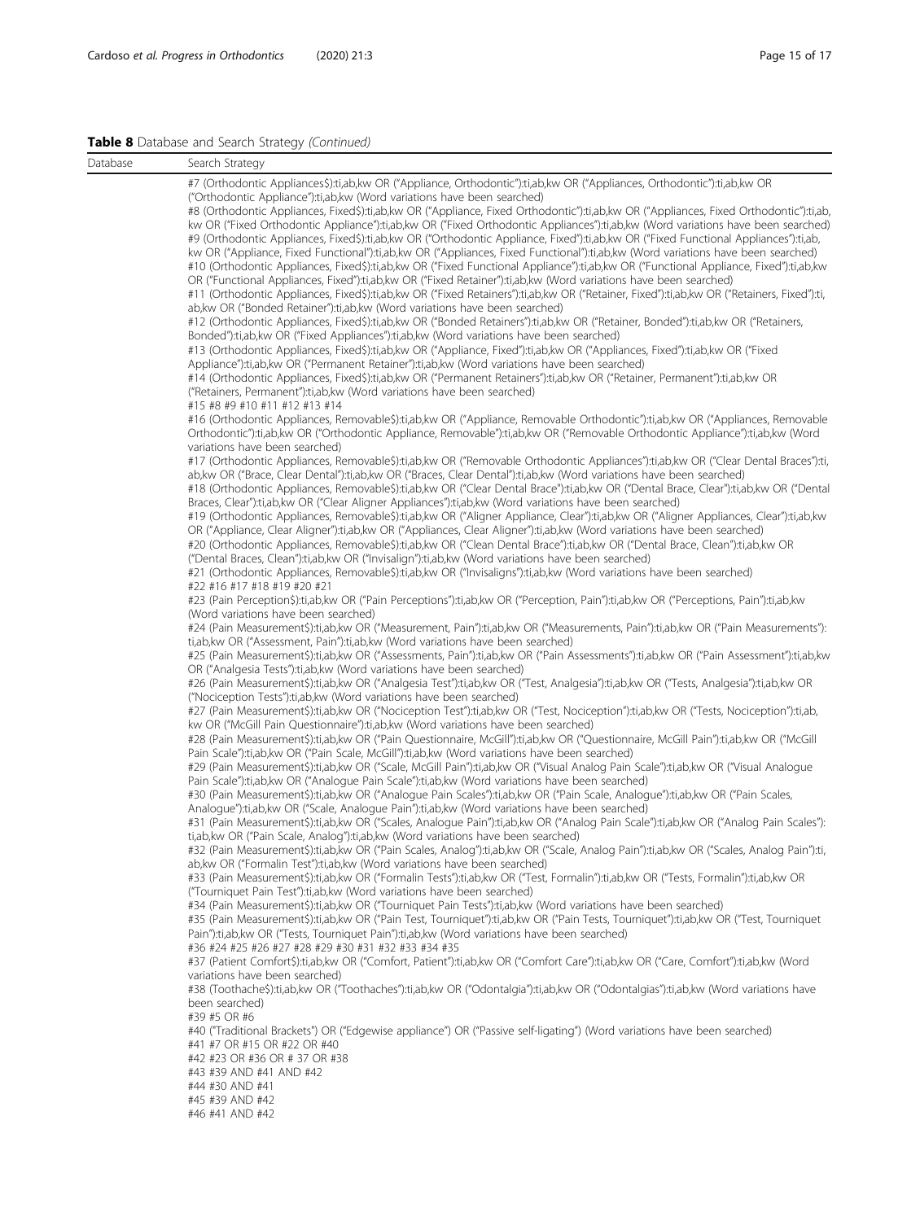**Table 8** Database and Search Strategy *(Continued)*

| Database | Search Strategy |
|---|---|
| | #7 (Orthodontic Appliances$):ti,ab,kw OR ("Appliance, Orthodontic"):ti,ab,kw OR ("Appliances, Orthodontic"):ti,ab,kw OR ("Orthodontic Appliance"):ti,ab,kw (Word variations have been searched)<br>#8 (Orthodontic Appliances, Fixed$):ti,ab,kw OR ("Appliance, Fixed Orthodontic"):ti,ab,kw OR ("Appliances, Fixed Orthodontic"):ti,ab,kw OR ("Fixed Orthodontic Appliance"):ti,ab,kw OR ("Fixed Orthodontic Appliances"):ti,ab,kw (Word variations have been searched)<br>#9 (Orthodontic Appliances, Fixed$):ti,ab,kw OR ("Orthodontic Appliance, Fixed"):ti,ab,kw OR ("Fixed Functional Appliances"):ti,ab,kw OR ("Appliance, Fixed Functional"):ti,ab,kw OR ("Appliances, Fixed Functional"):ti,ab,kw (Word variations have been searched)<br>#10 (Orthodontic Appliances, Fixed$):ti,ab,kw OR ("Fixed Functional Appliance"):ti,ab,kw OR ("Functional Appliance, Fixed"):ti,ab,kw OR ("Functional Appliances, Fixed"):ti,ab,kw OR ("Fixed Retainer"):ti,ab,kw (Word variations have been searched)<br>#11 (Orthodontic Appliances, Fixed$):ti,ab,kw OR ("Fixed Retainers"):ti,ab,kw OR ("Retainer, Fixed"):ti,ab,kw OR ("Retainers, Fixed"):ti,ab,kw OR ("Bonded Retainer"):ti,ab,kw (Word variations have been searched)<br>#12 (Orthodontic Appliances, Fixed$):ti,ab,kw OR ("Bonded Retainers"):ti,ab,kw OR ("Retainer, Bonded"):ti,ab,kw OR ("Retainers, Bonded"):ti,ab,kw OR ("Fixed Appliances"):ti,ab,kw (Word variations have been searched)<br>#13 (Orthodontic Appliances, Fixed$):ti,ab,kw OR ("Appliance, Fixed"):ti,ab,kw OR ("Appliances, Fixed"):ti,ab,kw OR ("Fixed Appliance"):ti,ab,kw OR ("Permanent Retainer"):ti,ab,kw (Word variations have been searched)<br>#14 (Orthodontic Appliances, Fixed$):ti,ab,kw OR ("Permanent Retainers"):ti,ab,kw OR ("Retainer, Permanent"):ti,ab,kw OR ("Retainers, Permanent"):ti,ab,kw (Word variations have been searched)<br>#15 #8 #9 #10 #11 #12 #13 #14<br>#16 (Orthodontic Appliances, Removable$):ti,ab,kw OR ("Appliance, Removable Orthodontic"):ti,ab,kw OR ("Appliances, Removable Orthodontic"):ti,ab,kw OR ("Orthodontic Appliance, Removable"):ti,ab,kw OR ("Removable Orthodontic Appliance"):ti,ab,kw (Word variations have been searched)<br>#17 (Orthodontic Appliances, Removable$):ti,ab,kw OR ("Removable Orthodontic Appliances"):ti,ab,kw OR ("Clear Dental Braces"):ti,ab,kw OR ("Brace, Clear Dental"):ti,ab,kw OR ("Braces, Clear Dental"):ti,ab,kw (Word variations have been searched)<br>#18 (Orthodontic Appliances, Removable$):ti,ab,kw OR ("Clear Dental Brace"):ti,ab,kw OR ("Dental Brace, Clear"):ti,ab,kw OR ("Dental Braces, Clear"):ti,ab,kw OR ("Clear Aligner Appliances"):ti,ab,kw (Word variations have been searched)<br>#19 (Orthodontic Appliances, Removable$):ti,ab,kw OR ("Aligner Appliance, Clear"):ti,ab,kw OR ("Aligner Appliances, Clear"):ti,ab,kw OR ("Appliance, Clear Aligner"):ti,ab,kw OR ("Appliances, Clear Aligner"):ti,ab,kw (Word variations have been searched)<br>#20 (Orthodontic Appliances, Removable$):ti,ab,kw OR ("Clean Dental Brace"):ti,ab,kw OR ("Dental Brace, Clean"):ti,ab,kw OR ("Dental Braces, Clean"):ti,ab,kw OR ("Invisalign"):ti,ab,kw (Word variations have been searched)<br>#21 (Orthodontic Appliances, Removable$):ti,ab,kw OR ("Invisaligns"):ti,ab,kw (Word variations have been searched)<br>#22 #16 #17 #18 #19 #20 #21<br>#23 (Pain Perception$):ti,ab,kw OR ("Pain Perceptions"):ti,ab,kw OR ("Perception, Pain"):ti,ab,kw OR ("Perceptions, Pain"):ti,ab,kw (Word variations have been searched)<br>#24 (Pain Measurement$):ti,ab,kw OR ("Measurement, Pain"):ti,ab,kw OR ("Measurements, Pain"):ti,ab,kw OR ("Pain Measurements"):ti,ab,kw OR ("Assessment, Pain"):ti,ab,kw (Word variations have been searched)<br>#25 (Pain Measurement$):ti,ab,kw OR ("Assessments, Pain"):ti,ab,kw OR ("Pain Assessments"):ti,ab,kw OR ("Pain Assessment"):ti,ab,kw OR ("Analgesia Tests"):ti,ab,kw (Word variations have been searched)<br>#26 (Pain Measurement$):ti,ab,kw OR ("Analgesia Test"):ti,ab,kw OR ("Test, Analgesia"):ti,ab,kw OR ("Tests, Analgesia"):ti,ab,kw OR ("Nociception Tests"):ti,ab,kw (Word variations have been searched)<br>#27 (Pain Measurement$):ti,ab,kw OR ("Nociception Test"):ti,ab,kw OR ("Test, Nociception"):ti,ab,kw OR ("Tests, Nociception"):ti,ab,kw OR ("McGill Pain Questionnaire"):ti,ab,kw (Word variations have been searched)<br>#28 (Pain Measurement$):ti,ab,kw OR ("Pain Questionnaire, McGill"):ti,ab,kw OR ("Questionnaire, McGill Pain"):ti,ab,kw OR ("McGill Pain Scale"):ti,ab,kw OR ("Pain Scale, McGill"):ti,ab,kw (Word variations have been searched)<br>#29 (Pain Measurement$):ti,ab,kw OR ("Scale, McGill Pain"):ti,ab,kw OR ("Visual Analog Pain Scale"):ti,ab,kw OR ("Visual Analogue Pain Scale"):ti,ab,kw OR ("Analogue Pain Scale"):ti,ab,kw (Word variations have been searched)<br>#30 (Pain Measurement$):ti,ab,kw OR ("Analogue Pain Scales"):ti,ab,kw OR ("Pain Scale, Analogue"):ti,ab,kw OR ("Pain Scales, Analogue"):ti,ab,kw OR ("Scale, Analogue Pain"):ti,ab,kw (Word variations have been searched)<br>#31 (Pain Measurement$):ti,ab,kw OR ("Scales, Analogue Pain"):ti,ab,kw OR ("Analog Pain Scale"):ti,ab,kw OR ("Analog Pain Scales"):ti,ab,kw OR ("Pain Scale, Analog"):ti,ab,kw (Word variations have been searched)<br>#32 (Pain Measurement$):ti,ab,kw OR ("Pain Scales, Analog"):ti,ab,kw OR ("Scale, Analog Pain"):ti,ab,kw OR ("Scales, Analog Pain"):ti,ab,kw OR ("Formalin Test"):ti,ab,kw (Word variations have been searched)<br>#33 (Pain Measurement$):ti,ab,kw OR ("Formalin Tests"):ti,ab,kw OR ("Test, Formalin"):ti,ab,kw OR ("Tests, Formalin"):ti,ab,kw OR ("Tourniquet Pain Test"):ti,ab,kw (Word variations have been searched)<br>#34 (Pain Measurement$):ti,ab,kw OR ("Tourniquet Pain Tests"):ti,ab,kw (Word variations have been searched)<br>#35 (Pain Measurement$):ti,ab,kw OR ("Pain Test, Tourniquet"):ti,ab,kw OR ("Pain Tests, Tourniquet"):ti,ab,kw OR ("Test, Tourniquet Pain"):ti,ab,kw OR ("Tests, Tourniquet Pain"):ti,ab,kw (Word variations have been searched)<br>#36 #24 #25 #26 #27 #28 #29 #30 #31 #32 #33 #34 #35<br>#37 (Patient Comfort$):ti,ab,kw OR ("Comfort, Patient"):ti,ab,kw OR ("Comfort Care"):ti,ab,kw OR ("Care, Comfort"):ti,ab,kw (Word variations have been searched)<br>#38 (Toothache$):ti,ab,kw OR ("Toothaches"):ti,ab,kw OR ("Odontalgia"):ti,ab,kw OR ("Odontalgias"):ti,ab,kw (Word variations have been searched)<br>#39 #5 OR #6<br>#40 ("Traditional Brackets") OR ("Edgewise appliance") OR ("Passive self-ligating") (Word variations have been searched)<br>#41 #7 OR #15 OR #22 OR #40<br>#42 #23 OR #36 OR # 37 OR #38<br>#43 #39 AND #41 AND #42<br>#44 #30 AND #41<br>#45 #39 AND #42<br>#46 #41 AND #42 |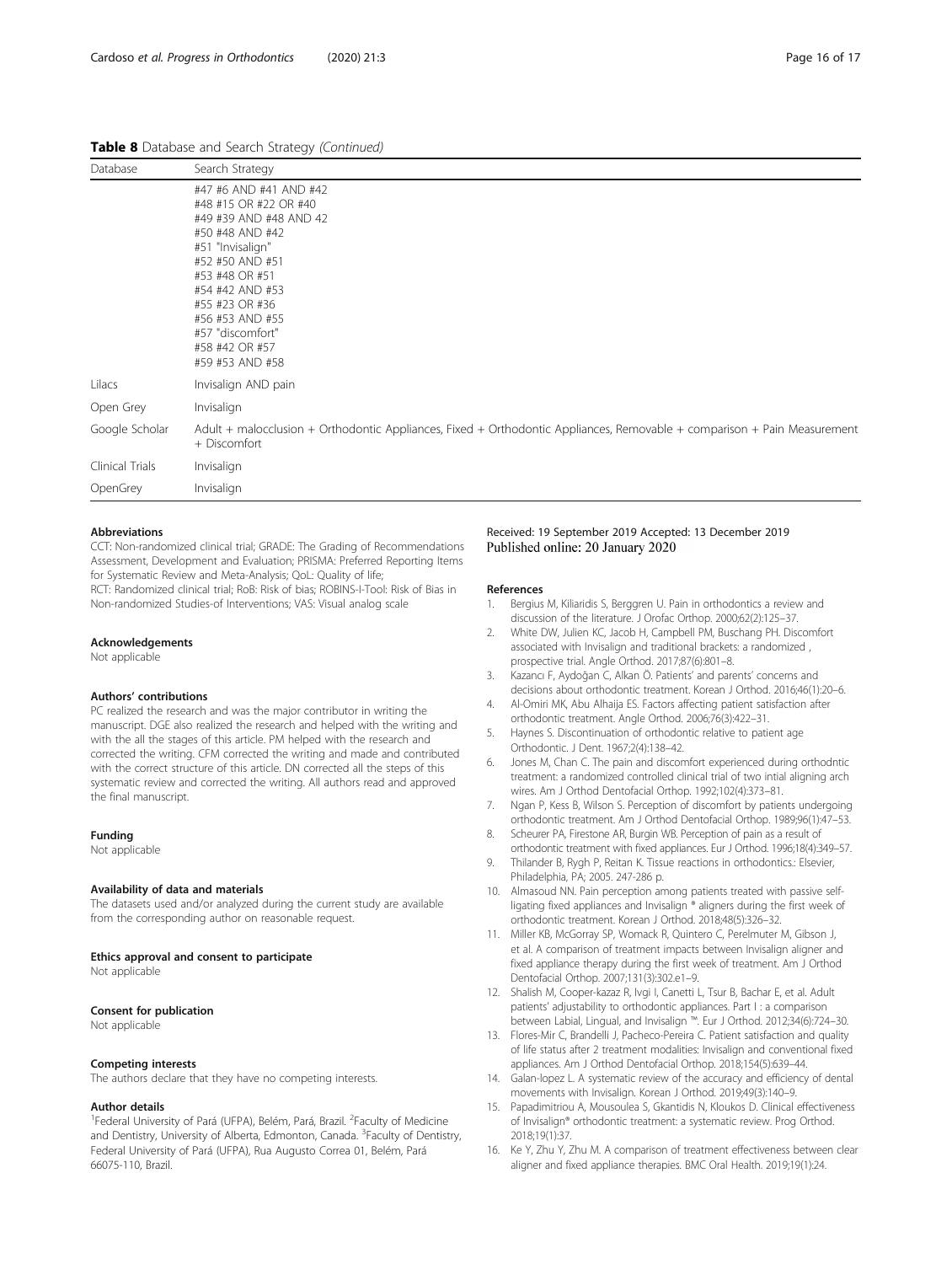**Table 8** Database and Search Strategy *(Continued)*

| Database | Search Strategy |
| --- | --- |
| | #47 #6 AND #41 AND #42<br>#48 #15 OR #22 OR #40<br>#49 #39 AND #48 AND 42<br>#50 #48 AND #42<br>#51 "Invisalign"<br>#52 #50 AND #51<br>#53 #48 OR #51<br>#54 #42 AND #53<br>#55 #23 OR #36<br>#56 #53 AND #55<br>#57 "discomfort"<br>#58 #42 OR #57<br>#59 #53 AND #58 |
| Lilacs | Invisalign AND pain |
| Open Grey | Invisalign |
| Google Scholar | Adult + malocclusion + Orthodontic Appliances, Fixed + Orthodontic Appliances, Removable + comparison + Pain Measurement + Discomfort |
| Clinical Trials | Invisalign |
| OpenGrey | Invisalign |

#### Abbreviations

CCT: Non-randomized clinical trial; GRADE: The Grading of Recommendations Assessment, Development and Evaluation; PRISMA: Preferred Reporting Items for Systematic Review and Meta-Analysis; QoL: Quality of life; RCT: Randomized clinical trial; RoB: Risk of bias; ROBINS-I-Tool: Risk of Bias in Non-randomized Studies-of Interventions; VAS: Visual analog scale

#### Acknowledgements

Not applicable

#### Authors' contributions

PC realized the research and was the major contributor in writing the manuscript. DGE also realized the research and helped with the writing and with the all the stages of this article. PM helped with the research and corrected the writing. CFM corrected the writing and made and contributed with the correct structure of this article. DN corrected all the steps of this systematic review and corrected the writing. All authors read and approved the final manuscript.

#### Funding

Not applicable

#### Availability of data and materials

The datasets used and/or analyzed during the current study are available from the corresponding author on reasonable request.

#### Ethics approval and consent to participate

Not applicable

#### Consent for publication

Not applicable

#### Competing interests

The authors declare that they have no competing interests.

#### Author details

[1]Federal University of Pará (UFPA), Belém, Pará, Brazil. [2]Faculty of Medicine and Dentistry, University of Alberta, Edmonton, Canada. [3]Faculty of Dentistry, Federal University of Pará (UFPA), Rua Augusto Correa 01, Belém, Pará 66075-110, Brazil.

Received: 19 September 2019 Accepted: 13 December 2019
Published online: 20 January 2020

#### References

1. Bergius M, Kiliaridis S, Berggren U. Pain in orthodontics a review and discussion of the literature. J Orofac Orthop. 2000;62(2):125–37.
2. White DW, Julien KC, Jacob H, Campbell PM, Buschang PH. Discomfort associated with Invisalign and traditional brackets: a randomized , prospective trial. Angle Orthod. 2017;87(6):801–8.
3. Kazancı F, Aydoğan C, Alkan Ö. Patients' and parents' concerns and decisions about orthodontic treatment. Korean J Orthod. 2016;46(1):20–6.
4. Al-Omiri MK, Abu Alhaija ES. Factors affecting patient satisfaction after orthodontic treatment. Angle Orthod. 2006;76(3):422–31.
5. Haynes S. Discontinuation of orthodontic relative to patient age Orthodontic. J Dent. 1967;2(4):138–42.
6. Jones M, Chan C. The pain and discomfort experienced during orthodntic treatment: a randomized controlled clinical trial of two intial aligning arch wires. Am J Orthod Dentofacial Orthop. 1992;102(4):373–81.
7. Ngan P, Kess B, Wilson S. Perception of discomfort by patients undergoing orthodontic treatment. Am J Orthod Dentofacial Orthop. 1989;96(1):47–53.
8. Scheurer PA, Firestone AR, Burgin WB. Perception of pain as a result of orthodontic treatment with fixed appliances. Eur J Orthod. 1996;18(4):349–57.
9. Thilander B, Rygh P, Reitan K. Tissue reactions in orthodontics.: Elsevier, Philadelphia, PA; 2005. 247-286 p.
10. Almasoud NN. Pain perception among patients treated with passive self-ligating fixed appliances and Invisalign ® aligners during the first week of orthodontic treatment. Korean J Orthod. 2018;48(5):326–32.
11. Miller KB, McGorray SP, Womack R, Quintero C, Perelmuter M, Gibson J, et al. A comparison of treatment impacts between Invisalign aligner and fixed appliance therapy during the first week of treatment. Am J Orthod Dentofacial Orthop. 2007;131(3):302.e1–9.
12. Shalish M, Cooper-kazaz R, Ivgi I, Canetti L, Tsur B, Bachar E, et al. Adult patients' adjustability to orthodontic appliances. Part I : a comparison between Labial, Lingual, and Invisalign ™. Eur J Orthod. 2012;34(6):724–30.
13. Flores-Mir C, Brandelli J, Pacheco-Pereira C. Patient satisfaction and quality of life status after 2 treatment modalities: Invisalign and conventional fixed appliances. Am J Orthod Dentofacial Orthop. 2018;154(5):639–44.
14. Galan-lopez L. A systematic review of the accuracy and efficiency of dental movements with Invisalign. Korean J Orthod. 2019;49(3):140–9.
15. Papadimitriou A, Mousoulea S, Gkantidis N, Kloukos D. Clinical effectiveness of Invisalign® orthodontic treatment: a systematic review. Prog Orthod. 2018;19(1):37.
16. Ke Y, Zhu Y, Zhu M. A comparison of treatment effectiveness between clear aligner and fixed appliance therapies. BMC Oral Health. 2019;19(1):24.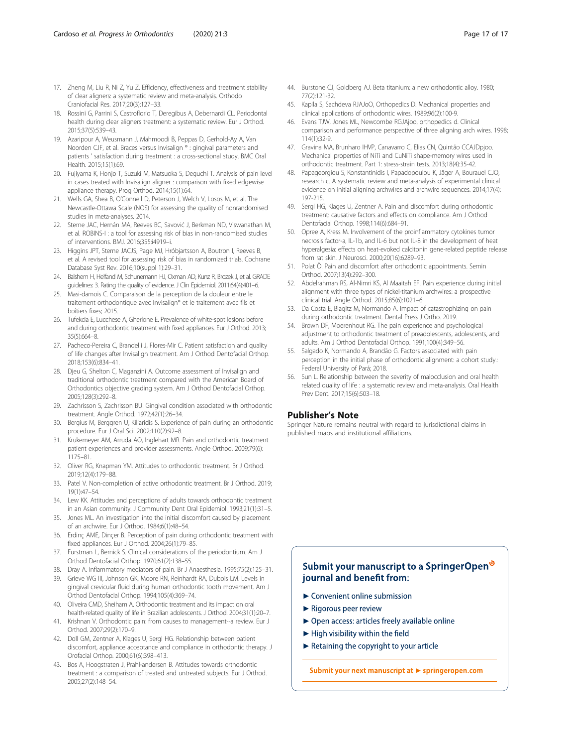17. Zheng M, Liu R, Ni Z, Yu Z. Efficiency, effectiveness and treatment stability of clear aligners: a systematic review and meta-analysis. Orthodo Craniofacial Res. 2017;20(3):127–33.
18. Rossini G, Parrini S, Castroflorio T, Deregibus A, Debernardi CL. Periodontal health during clear aligners treatment: a systematic review. Eur J Orthod. 2015;37(5):539–43.
19. Azaripour A, Weusmann J, Mahmoodi B, Peppas D, Gerhold-Ay A, Van Noorden CJF, et al. Braces versus Invisalign ® : gingival parameters and patients ' satisfaction during treatment : a cross-sectional study. BMC Oral Health. 2015;15(1):69.
20. Fujiyama K, Honjo T, Suzuki M, Matsuoka S, Deguchi T. Analysis of pain level in cases treated with Invisalign aligner : comparison with fixed edgewise appliance therapy. Prog Orthod. 2014;15(1):64.
21. Wells GA, Shea B, O'Connell D, Peterson J, Welch V, Losos M, et al. The Newcastle-Ottawa Scale (NOS) for assessing the quality of nonrandomised studies in meta-analyses. 2014.
22. Sterne JAC, Hernán MA, Reeves BC, Savović J, Berkman ND, Viswanathan M, et al. ROBINS-I : a tool for assessing risk of bias in non-randomised studies of interventions. BMJ. 2016;355:i4919–i.
23. Higgins JPT, Sterne JACJS, Page MJ, Hróbjartsson A, Boutron I, Reeves B, et al. A revised tool for assessing risk of bias in randomized trials. Cochrane Database Syst Rev. 2016;10(suppl 1):29–31.
24. Balshem H, Helfand M, Schunemann HJ, Oxman AD, Kunz R, Brozek J, et al. GRADE guidelines: 3. Rating the quality of evidence. J Clin Epidemiol. 2011;64(4):401–6.
25. Masi-damois C. Comparaison de la perception de la douleur entre le traitement orthodontique avec Invisalign® et le traitement avec fils et boîtiers fixes; 2015.
26. Tufekcia E, Lucchese A, Gherlone E. Prevalence of white-spot lesions before and during orthodontic treatment with fixed appliances. Eur J Orthod. 2013; 35(5):664–8.
27. Pacheco-Pereira C, Brandelli J, Flores-Mir C. Patient satisfaction and quality of life changes after Invisalign treatment. Am J Orthod Dentofacial Orthop. 2018;153(6):834–41.
28. Djeu G, Shelton C, Maganzini A. Outcome assessment of Invisalign and traditional orthodontic treatment compared with the American Board of Orthodontics objective grading system. Am J Orthod Dentofacial Orthop. 2005;128(3):292–8.
29. Zachrisson S, Zachrisson BU. Gingival condition associated with orthodontic treatment. Angle Orthod. 1972;42(1):26–34.
30. Bergius M, Berggren U, Kiliaridis S. Experience of pain during an orthodontic procedure. Eur J Oral Sci. 2002;110(2):92–8.
31. Krukemeyer AM, Arruda AO, Inglehart MR. Pain and orthodontic treatment patient experiences and provider assessments. Angle Orthod. 2009;79(6): 1175–81.
32. Oliver RG, Knapman YM. Attitudes to orthodontic treatment. Br J Orthod. 2019;12(4):179–88.
33. Patel V. Non-completion of active orthodontic treatment. Br J Orthod. 2019; 19(1):47–54.
34. Lew KK. Attitudes and perceptions of adults towards orthodontic treatment in an Asian community. J Community Dent Oral Epidemiol. 1993;21(1):31–5.
35. Jones ML. An investigation into the initial discomfort caused by placement of an archwire. Eur J Orthod. 1984;6(1):48–54.
36. Erdinç AME, Dinçer B. Perception of pain during orthodontic treatment with fixed appliances. Eur J Orthod. 2004;26(1):79–85.
37. Furstman L, Bernick S. Clinical considerations of the periodontium. Am J Orthod Dentofacial Orthop. 1970;61(2):138–55.
38. Dray A. Inflammatory mediators of pain. Br J Anaesthesia. 1995;75(2):125–31.
39. Grieve WG III, Johnson GK, Moore RN, Reinhardt RA, Dubois LM. Levels in gingival crevicular fluid during human orthodontic tooth movement. Am J Orthod Dentofacial Orthop. 1994;105(4):369–74.
40. Oliveira CMD, Sheiham A. Orthodontic treatment and its impact on oral health-related quality of life in Brazilian adolescents. J Orthod. 2004;31(1):20–7.
41. Krishnan V. Orthodontic pain: from causes to management--a review. Eur J Orthod. 2007;29(2):170–9.
42. Doll GM, Zentner A, Klages U, Sergl HG. Relationship between patient discomfort, appliance acceptance and compliance in orthodontic therapy. J Orofacial Orthop. 2000;61(6):398–413.
43. Bos A, Hoogstraten J, Prahl-andersen B. Attitudes towards orthodontic treatment : a comparison of treated and untreated subjects. Eur J Orthod. 2005;27(2):148–54.
44. Burstone CJ, Goldberg AJ. Beta titanium: a new orthodontic alloy. 1980; 77(2):121-32.
45. Kapila S, Sachdeva RJAJoO, Orthopedics D. Mechanical properties and clinical applications of orthodontic wires. 1989;96(2):100-9.
46. Evans TJW, Jones ML, Newcombe RGJAjoo, orthopedics d. Clinical comparison and performance perspective of three aligning arch wires. 1998; 114(1):32-9.
47. Gravina MA, Brunharo IHVP, Canavarro C, Elias CN, Quintão CCAJDpjoo. Mechanical properties of NiTi and CuNiTi shape-memory wires used in orthodontic treatment. Part 1: stress-strain tests. 2013;18(4):35-42.
48. Papageorgiou S, Konstantinidis I, Papadopoulou K, Jäger A, Bourauel CJO, research c. A systematic review and meta-analysis of experimental clinical evidence on initial aligning archwires and archwire sequences. 2014;17(4): 197-215.
49. Sergl HG, Klages U, Zentner A. Pain and discomfort during orthodontic treatment: causative factors and effects on compliance. Am J Orthod Dentofacial Orthop. 1998;114(6):684–91.
50. Opree A, Kress M. Involvement of the proinflammatory cytokines tumor necrosis factor-a, IL-1b, and IL-6 but not IL-8 in the development of heat hyperalgesia: effects on heat-evoked calcitonin gene-related peptide release from rat skin. J Neurosci. 2000;20(16):6289–93.
51. Polat Ö. Pain and discomfort after orthodontic appointments. Semin Orthod. 2007;13(4):292–300.
52. Abdelrahman RS, Al-Nimri KS, Al Maaitah EF. Pain experience during initial alignment with three types of nickel-titanium archwires: a prospective clinical trial. Angle Orthod. 2015;85(6):1021–6.
53. Da Costa E, Blagitz M, Normando A. Impact of catastrophizing on pain during orthodontic treatment. Dental Press J Ortho. 2019.
54. Brown DF, Moerenhout RG. The pain experience and psychological adjustment to orthodontic treatment of preadolescents, adolescents, and adults. Am J Orthod Dentofacial Orthop. 1991;100(4):349–56.
55. Salgado K, Normando A, Brandão G. Factors associated with pain perception in the initial phase of orthodontic alignment: a cohort study.: Federal University of Pará; 2018.
56. Sun L. Relationship between the severity of malocclusion and oral health related quality of life : a systematic review and meta-analysis. Oral Health Prev Dent. 2017;15(6):503–18.

## Publisher's Note

Springer Nature remains neutral with regard to jurisdictional claims in published maps and institutional affiliations.

**Submit your manuscript to a SpringerOpen journal and benefit from:**

- Convenient online submission
- Rigorous peer review
- Open access: articles freely available online
- High visibility within the field
- Retaining the copyright to your article

Submit your next manuscript at ▶ springeropen.com